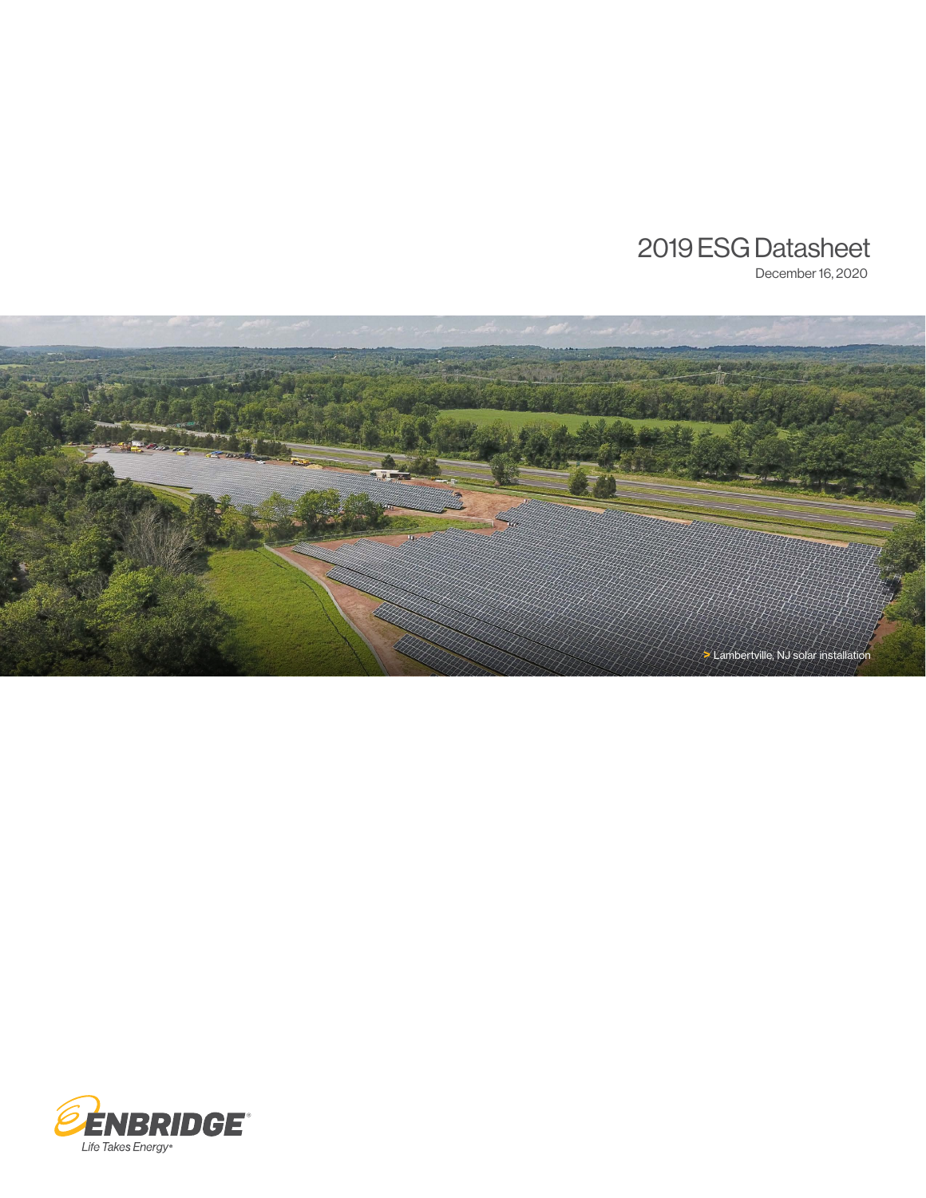# 2019 ESG Datasheet

December 16, 2020

> Lambertville, NJ solar installation

ENBRIDGE®
Life Takes Energy®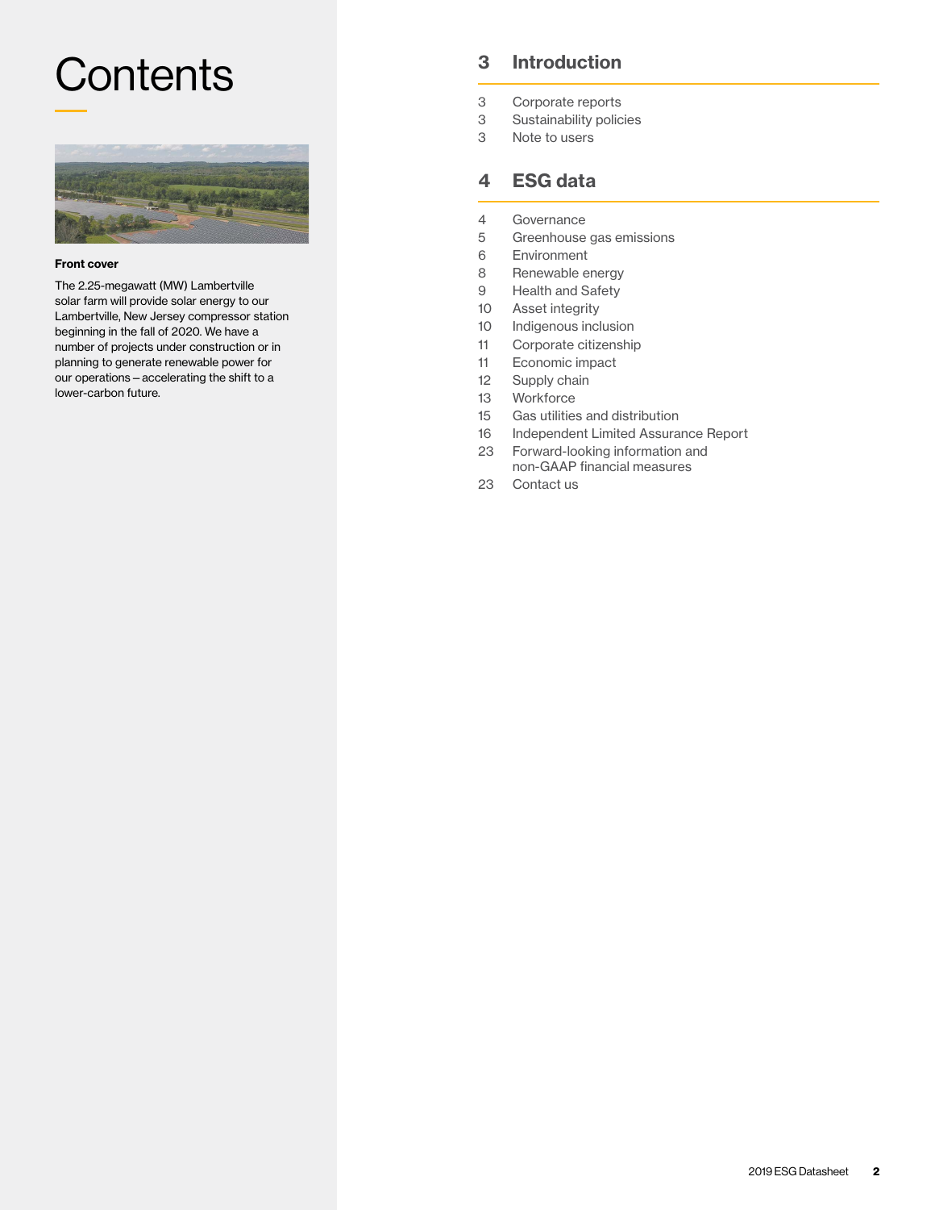# Contents

**Front cover**

The 2.25-megawatt (MW) Lambertville solar farm will provide solar energy to our Lambertville, New Jersey compressor station beginning in the fall of 2020. We have a number of projects under construction or in planning to generate renewable power for our operations – accelerating the shift to a lower-carbon future.

## 3 Introduction

- 3 Corporate reports
- 3 Sustainability policies
- 3 Note to users

## 4 ESG data

- 4 Governance
- 5 Greenhouse gas emissions
- 6 Environment
- 8 Renewable energy
- 9 Health and Safety
- 10 Asset integrity
- 10 Indigenous inclusion
- 11 Corporate citizenship
- 11 Economic impact
- 12 Supply chain
- 13 Workforce
- 15 Gas utilities and distribution
- 16 Independent Limited Assurance Report
- 23 Forward-looking information and non-GAAP financial measures
- 23 Contact us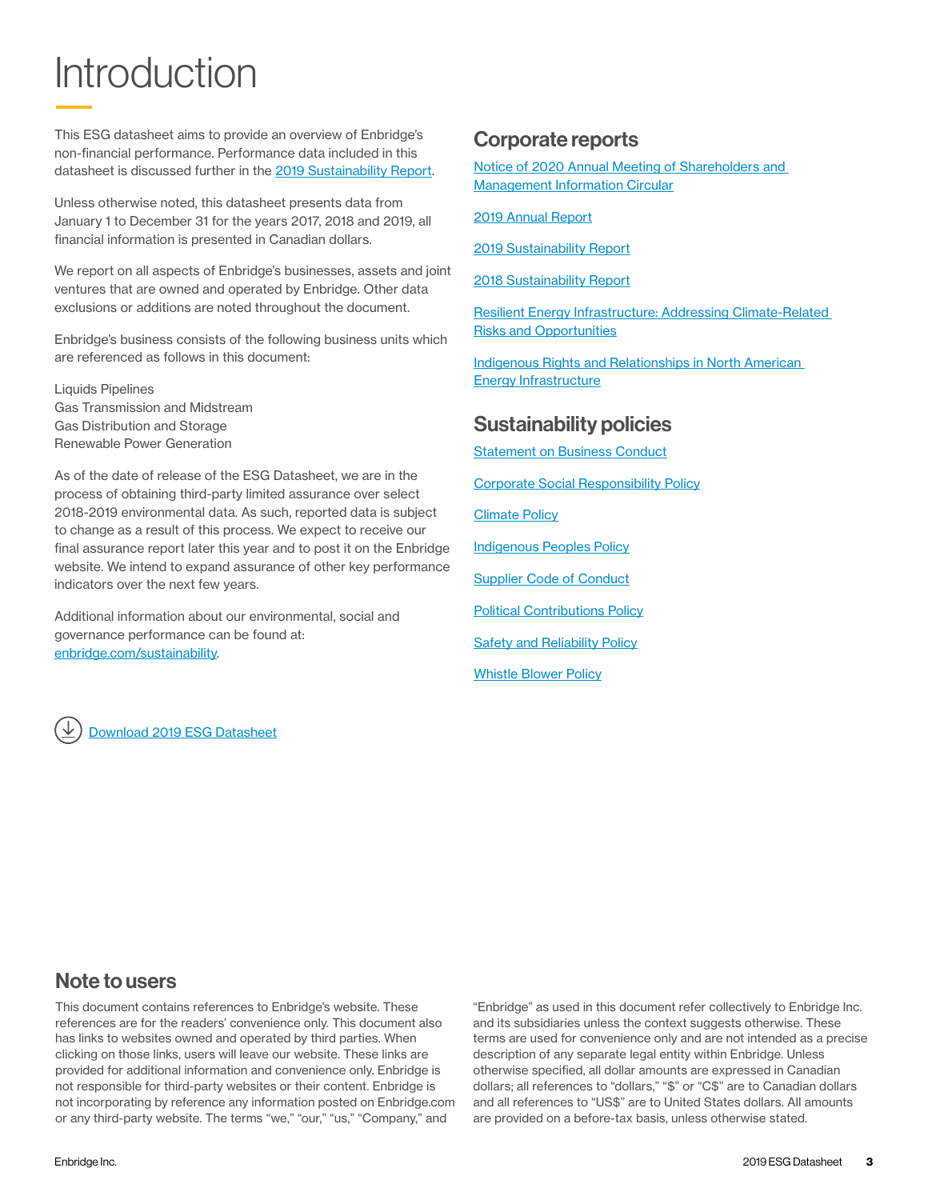# Introduction

This ESG datasheet aims to provide an overview of Enbridge's non-financial performance. Performance data included in this datasheet is discussed further in the 2019 Sustainability Report.

Unless otherwise noted, this datasheet presents data from January 1 to December 31 for the years 2017, 2018 and 2019, all financial information is presented in Canadian dollars.

We report on all aspects of Enbridge's businesses, assets and joint ventures that are owned and operated by Enbridge. Other data exclusions or additions are noted throughout the document.

Enbridge's business consists of the following business units which are referenced as follows in this document:

Liquids Pipelines
Gas Transmission and Midstream
Gas Distribution and Storage
Renewable Power Generation

As of the date of release of the ESG Datasheet, we are in the process of obtaining third-party limited assurance over select 2018-2019 environmental data. As such, reported data is subject to change as a result of this process. We expect to receive our final assurance report later this year and to post it on the Enbridge website. We intend to expand assurance of other key performance indicators over the next few years.

Additional information about our environmental, social and governance performance can be found at: enbridge.com/sustainability.

Download 2019 ESG Datasheet

## Corporate reports

Notice of 2020 Annual Meeting of Shareholders and Management Information Circular

2019 Annual Report

2019 Sustainability Report

2018 Sustainability Report

Resilient Energy Infrastructure: Addressing Climate-Related Risks and Opportunities

Indigenous Rights and Relationships in North American Energy Infrastructure

## Sustainability policies

Statement on Business Conduct

Corporate Social Responsibility Policy

Climate Policy

Indigenous Peoples Policy

Supplier Code of Conduct

Political Contributions Policy

Safety and Reliability Policy

Whistle Blower Policy

## Note to users

This document contains references to Enbridge's website. These references are for the readers' convenience only. This document also has links to websites owned and operated by third parties. When clicking on those links, users will leave our website. These links are provided for additional information and convenience only. Enbridge is not responsible for third-party websites or their content. Enbridge is not incorporating by reference any information posted on Enbridge.com or any third-party website. The terms "we," "our," "us," "Company," and "Enbridge" as used in this document refer collectively to Enbridge Inc. and its subsidiaries unless the context suggests otherwise. These terms are used for convenience only and are not intended as a precise description of any separate legal entity within Enbridge. Unless otherwise specified, all dollar amounts are expressed in Canadian dollars; all references to "dollars," "$" or "C$" are to Canadian dollars and all references to "US$" are to United States dollars. All amounts are provided on a before-tax basis, unless otherwise stated.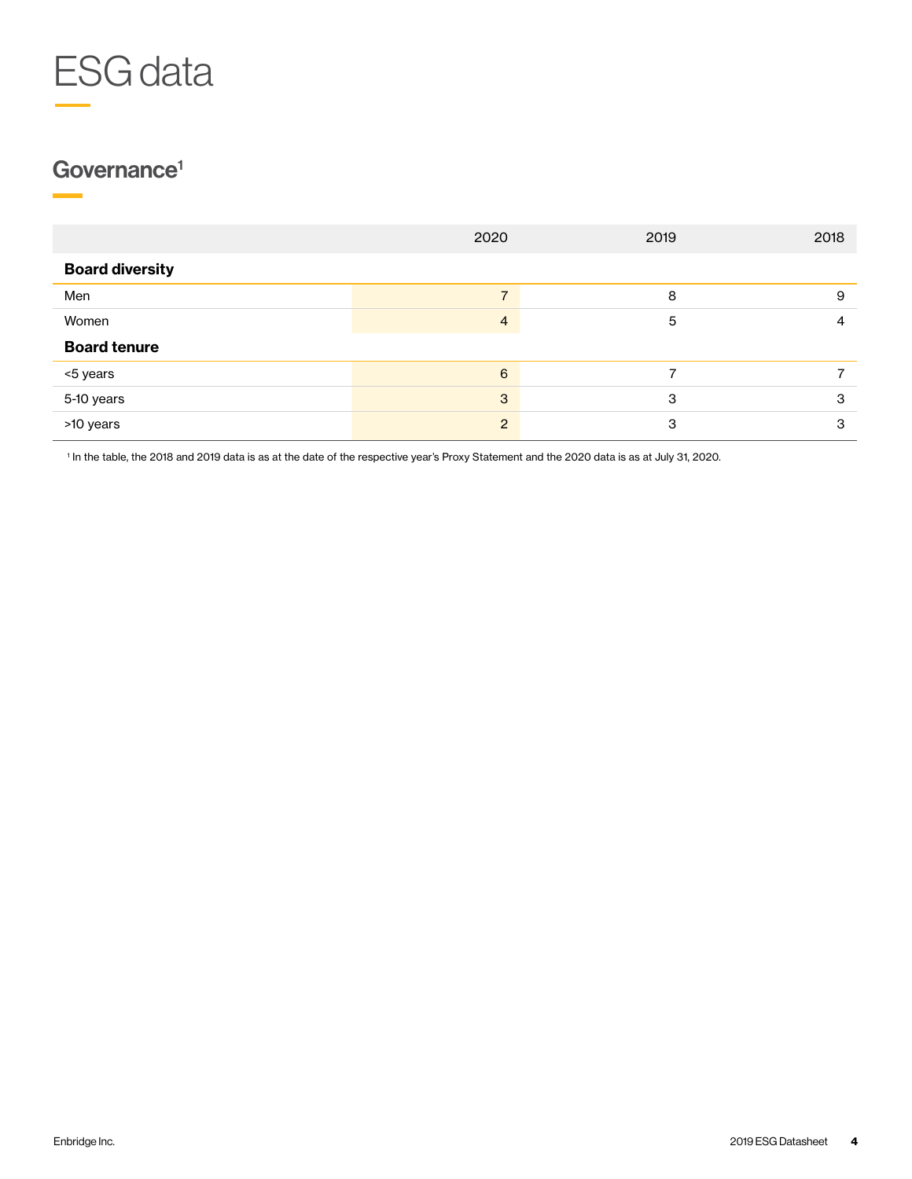# ESG data

## Governance[1]

| | 2020 | 2019 | 2018 |
|---|---|---|---|
| **Board diversity** | | | |
| Men | 7 | 8 | 9 |
| Women | 4 | 5 | 4 |
| **Board tenure** | | | |
| <5 years | 6 | 7 | 7 |
| 5-10 years | 3 | 3 | 3 |
| >10 years | 2 | 3 | 3 |

[1] In the table, the 2018 and 2019 data is as at the date of the respective year's Proxy Statement and the 2020 data is as at July 31, 2020.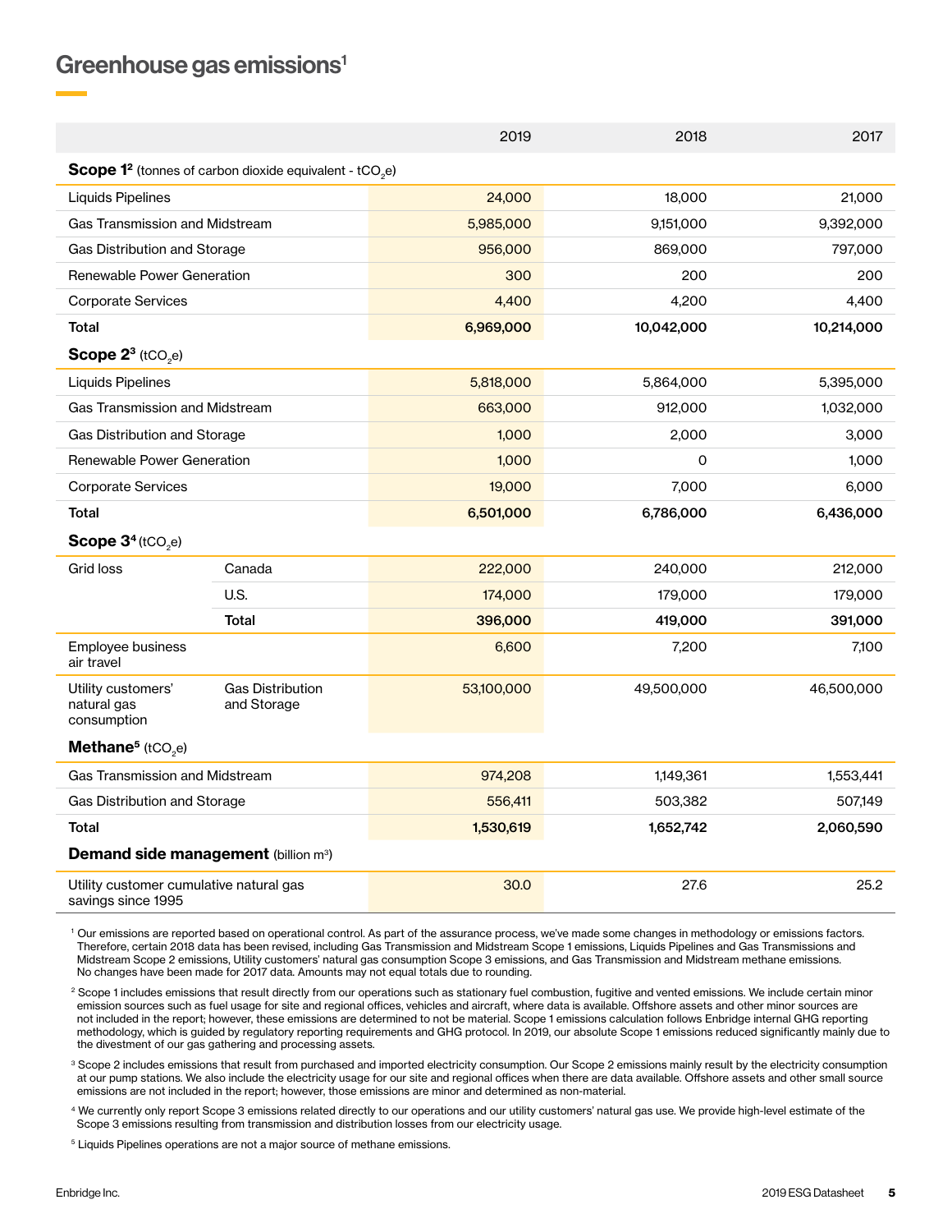## Greenhouse gas emissions[1]

| | | 2019 | 2018 | 2017 |
|---|---|---|---|---|
| **Scope 1**[2] (tonnes of carbon dioxide equivalent - $tCO_2e$) | | | | |
| Liquids Pipelines | | 24,000 | 18,000 | 21,000 |
| Gas Transmission and Midstream | | 5,985,000 | 9,151,000 | 9,392,000 |
| Gas Distribution and Storage | | 956,000 | 869,000 | 797,000 |
| Renewable Power Generation | | 300 | 200 | 200 |
| Corporate Services | | 4,400 | 4,200 | 4,400 |
| **Total** | | **6,969,000** | **10,042,000** | **10,214,000** |
| **Scope 2**[3] ($tCO_2e$) | | | | |
| Liquids Pipelines | | 5,818,000 | 5,864,000 | 5,395,000 |
| Gas Transmission and Midstream | | 663,000 | 912,000 | 1,032,000 |
| Gas Distribution and Storage | | 1,000 | 2,000 | 3,000 |
| Renewable Power Generation | | 1,000 | 0 | 1,000 |
| Corporate Services | | 19,000 | 7,000 | 6,000 |
| **Total** | | **6,501,000** | **6,786,000** | **6,436,000** |
| **Scope 3**[4] ($tCO_2e$) | | | | |
| Grid loss | Canada | 222,000 | 240,000 | 212,000 |
| | U.S. | 174,000 | 179,000 | 179,000 |
| | **Total** | **396,000** | **419,000** | **391,000** |
| Employee business air travel | | 6,600 | 7,200 | 7,100 |
| Utility customers' natural gas consumption | Gas Distribution and Storage | 53,100,000 | 49,500,000 | 46,500,000 |
| **Methane**[5] ($tCO_2e$) | | | | |
| Gas Transmission and Midstream | | 974,208 | 1,149,361 | 1,553,441 |
| Gas Distribution and Storage | | 556,411 | 503,382 | 507,149 |
| **Total** | | **1,530,619** | **1,652,742** | **2,060,590** |
| **Demand side management** (billion $m^3$) | | | | |
| Utility customer cumulative natural gas savings since 1995 | | 30.0 | 27.6 | 25.2 |

[1] Our emissions are reported based on operational control. As part of the assurance process, we've made some changes in methodology or emissions factors. Therefore, certain 2018 data has been revised, including Gas Transmission and Midstream Scope 1 emissions, Liquids Pipelines and Gas Transmissions and Midstream Scope 2 emissions, Utility customers' natural gas consumption Scope 3 emissions, and Gas Transmission and Midstream methane emissions. No changes have been made for 2017 data. Amounts may not equal totals due to rounding.

[2] Scope 1 includes emissions that result directly from our operations such as stationary fuel combustion, fugitive and vented emissions. We include certain minor emission sources such as fuel usage for site and regional offices, vehicles and aircraft, where data is available. Offshore assets and other minor sources are not included in the report; however, these emissions are determined to not be material. Scope 1 emissions calculation follows Enbridge internal GHG reporting methodology, which is guided by regulatory reporting requirements and GHG protocol. In 2019, our absolute Scope 1 emissions reduced significantly mainly due to the divestment of our gas gathering and processing assets.

[3] Scope 2 includes emissions that result from purchased and imported electricity consumption. Our Scope 2 emissions mainly result by the electricity consumption at our pump stations. We also include the electricity usage for our site and regional offices when there are data available. Offshore assets and other small source emissions are not included in the report; however, those emissions are minor and determined as non-material.

[4] We currently only report Scope 3 emissions related directly to our operations and our utility customers' natural gas use. We provide high-level estimate of the Scope 3 emissions resulting from transmission and distribution losses from our electricity usage.

[5] Liquids Pipelines operations are not a major source of methane emissions.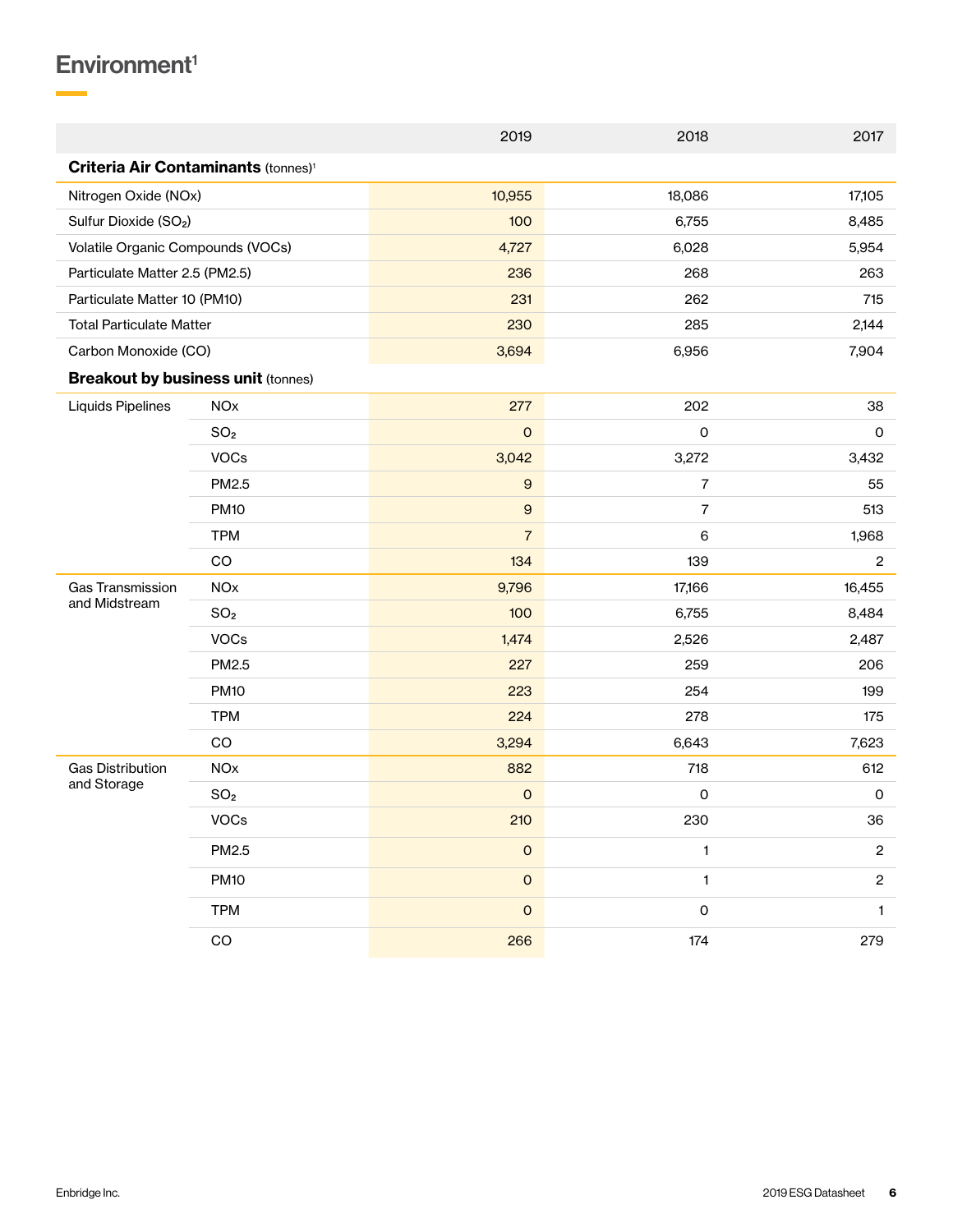# Environment[1]

| | | 2019 | 2018 | 2017 |
|---|---|---|---|---|
| **Criteria Air Contaminants** (tonnes)[1] | | | | |
| Nitrogen Oxide (NOx) | | 10,955 | 18,086 | 17,105 |
| Sulfur Dioxide ($SO_2$) | | 100 | 6,755 | 8,485 |
| Volatile Organic Compounds (VOCs) | | 4,727 | 6,028 | 5,954 |
| Particulate Matter 2.5 (PM2.5) | | 236 | 268 | 263 |
| Particulate Matter 10 (PM10) | | 231 | 262 | 715 |
| Total Particulate Matter | | 230 | 285 | 2,144 |
| Carbon Monoxide (CO) | | 3,694 | 6,956 | 7,904 |
| **Breakout by business unit** (tonnes) | | | | |
| Liquids Pipelines | NOx | 277 | 202 | 38 |
| | $SO_2$ | 0 | 0 | 0 |
| | VOCs | 3,042 | 3,272 | 3,432 |
| | PM2.5 | 9 | 7 | 55 |
| | PM10 | 9 | 7 | 513 |
| | TPM | 7 | 6 | 1,968 |
| | CO | 134 | 139 | 2 |
| Gas Transmission and Midstream | NOx | 9,796 | 17,166 | 16,455 |
| | $SO_2$ | 100 | 6,755 | 8,484 |
| | VOCs | 1,474 | 2,526 | 2,487 |
| | PM2.5 | 227 | 259 | 206 |
| | PM10 | 223 | 254 | 199 |
| | TPM | 224 | 278 | 175 |
| | CO | 3,294 | 6,643 | 7,623 |
| Gas Distribution and Storage | NOx | 882 | 718 | 612 |
| | $SO_2$ | 0 | 0 | 0 |
| | VOCs | 210 | 230 | 36 |
| | PM2.5 | 0 | 1 | 2 |
| | PM10 | 0 | 1 | 2 |
| | TPM | 0 | 0 | 1 |
| | CO | 266 | 174 | 279 |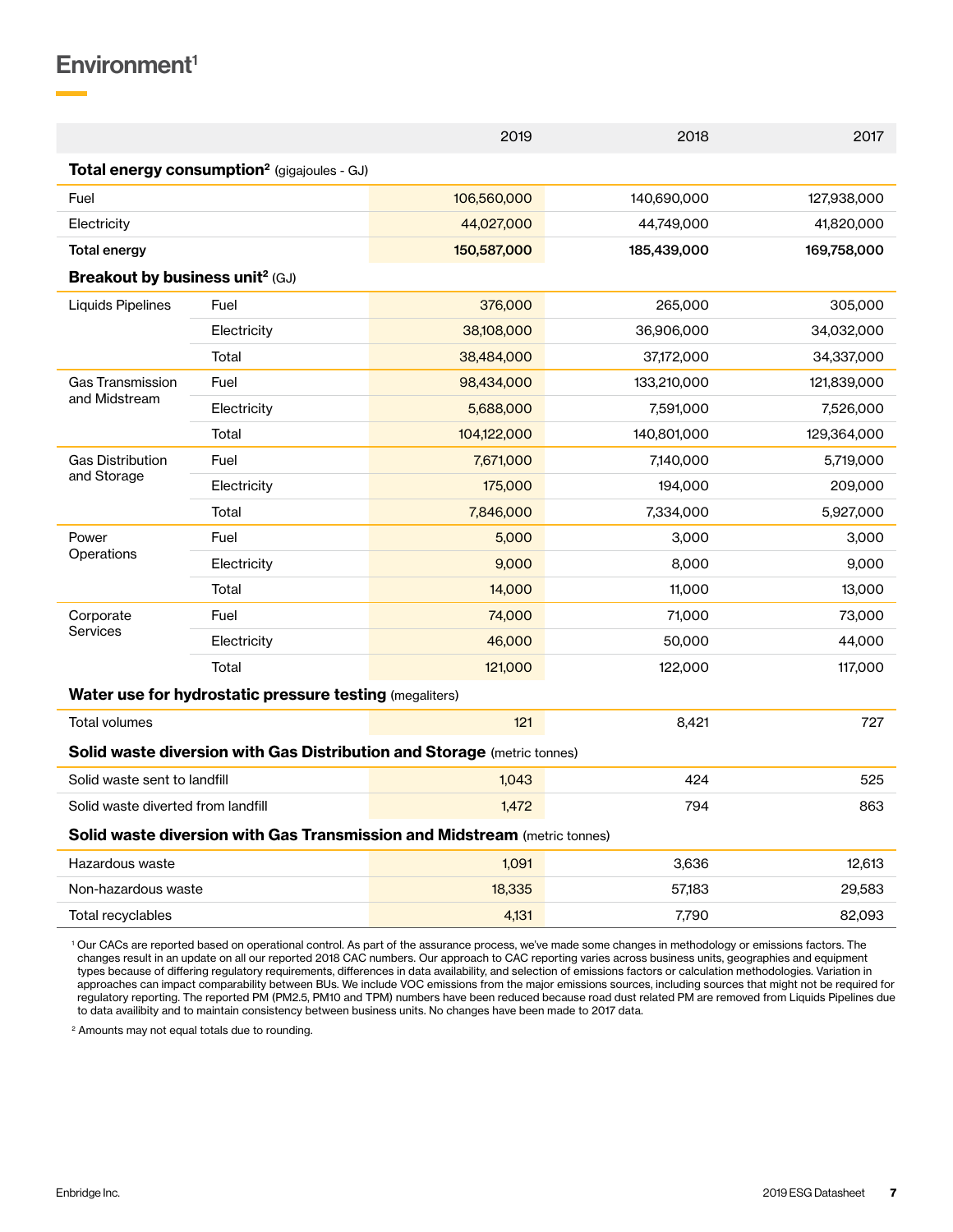# Environment[1]

| | | 2019 | 2018 | 2017 |
|---|---|---|---|---|
| **Total energy consumption[2]** (gigajoules - GJ) | | | | |
| Fuel | | 106,560,000 | 140,690,000 | 127,938,000 |
| Electricity | | 44,027,000 | 44,749,000 | 41,820,000 |
| **Total energy** | | **150,587,000** | **185,439,000** | **169,758,000** |
| **Breakout by business unit[2]** (GJ) | | | | |
| Liquids Pipelines | Fuel | 376,000 | 265,000 | 305,000 |
| | Electricity | 38,108,000 | 36,906,000 | 34,032,000 |
| | Total | 38,484,000 | 37,172,000 | 34,337,000 |
| Gas Transmission and Midstream | Fuel | 98,434,000 | 133,210,000 | 121,839,000 |
| | Electricity | 5,688,000 | 7,591,000 | 7,526,000 |
| | Total | 104,122,000 | 140,801,000 | 129,364,000 |
| Gas Distribution and Storage | Fuel | 7,671,000 | 7,140,000 | 5,719,000 |
| | Electricity | 175,000 | 194,000 | 209,000 |
| | Total | 7,846,000 | 7,334,000 | 5,927,000 |
| Power Operations | Fuel | 5,000 | 3,000 | 3,000 |
| | Electricity | 9,000 | 8,000 | 9,000 |
| | Total | 14,000 | 11,000 | 13,000 |
| Corporate Services | Fuel | 74,000 | 71,000 | 73,000 |
| | Electricity | 46,000 | 50,000 | 44,000 |
| | Total | 121,000 | 122,000 | 117,000 |
| **Water use for hydrostatic pressure testing** (megaliters) | | | | |
| Total volumes | | 121 | 8,421 | 727 |
| **Solid waste diversion with Gas Distribution and Storage** (metric tonnes) | | | | |
| Solid waste sent to landfill | | 1,043 | 424 | 525 |
| Solid waste diverted from landfill | | 1,472 | 794 | 863 |
| **Solid waste diversion with Gas Transmission and Midstream** (metric tonnes) | | | | |
| Hazardous waste | | 1,091 | 3,636 | 12,613 |
| Non-hazardous waste | | 18,335 | 57,183 | 29,583 |
| Total recyclables | | 4,131 | 7,790 | 82,093 |

[1] Our CACs are reported based on operational control. As part of the assurance process, we've made some changes in methodology or emissions factors. The changes result in an update on all our reported 2018 CAC numbers. Our approach to CAC reporting varies across business units, geographies and equipment types because of differing regulatory requirements, differences in data availability, and selection of emissions factors or calculation methodologies. Variation in approaches can impact comparability between BUs. We include VOC emissions from the major emissions sources, including sources that might not be required for regulatory reporting. The reported PM (PM2.5, PM10 and TPM) numbers have been reduced because road dust related PM are removed from Liquids Pipelines due to data availibility and to maintain consistency between business units. No changes have been made to 2017 data.

[2] Amounts may not equal totals due to rounding.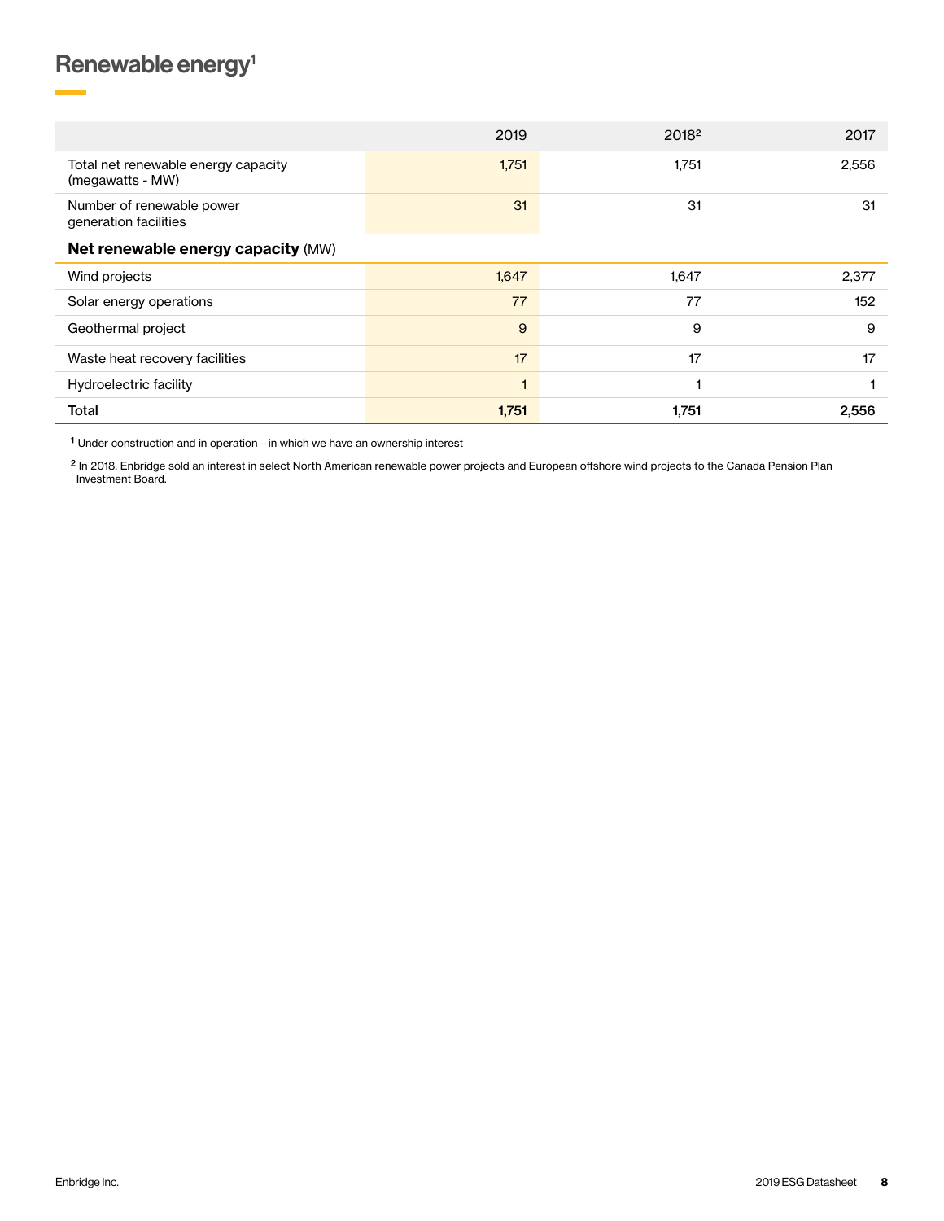# Renewable energy[1]

| | 2019 | 2018[2] | 2017 |
|---|---|---|---|
| Total net renewable energy capacity (megawatts - MW) | 1,751 | 1,751 | 2,556 |
| Number of renewable power generation facilities | 31 | 31 | 31 |
| **Net renewable energy capacity** (MW) | | | |
| Wind projects | 1,647 | 1,647 | 2,377 |
| Solar energy operations | 77 | 77 | 152 |
| Geothermal project | 9 | 9 | 9 |
| Waste heat recovery facilities | 17 | 17 | 17 |
| Hydroelectric facility | 1 | 1 | 1 |
| **Total** | **1,751** | **1,751** | **2,556** |

[1] Under construction and in operation – in which we have an ownership interest

[2] In 2018, Enbridge sold an interest in select North American renewable power projects and European offshore wind projects to the Canada Pension Plan Investment Board.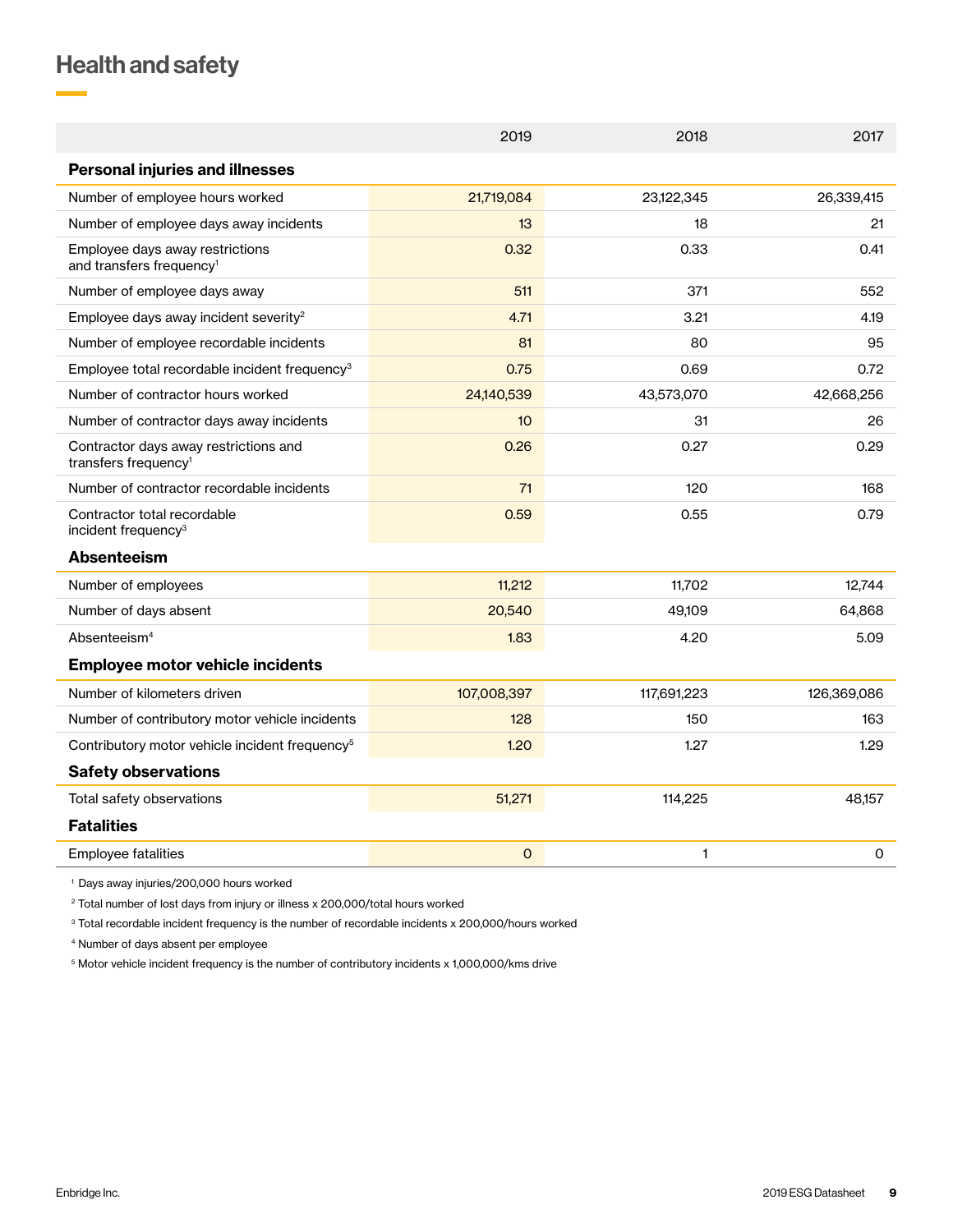# Health and safety

| | 2019 | 2018 | 2017 |
|---|---|---|---|
| **Personal injuries and illnesses** | | | |
| Number of employee hours worked | 21,719,084 | 23,122,345 | 26,339,415 |
| Number of employee days away incidents | 13 | 18 | 21 |
| Employee days away restrictions and transfers frequency[1] | 0.32 | 0.33 | 0.41 |
| Number of employee days away | 511 | 371 | 552 |
| Employee days away incident severity[2] | 4.71 | 3.21 | 4.19 |
| Number of employee recordable incidents | 81 | 80 | 95 |
| Employee total recordable incident frequency[3] | 0.75 | 0.69 | 0.72 |
| Number of contractor hours worked | 24,140,539 | 43,573,070 | 42,668,256 |
| Number of contractor days away incidents | 10 | 31 | 26 |
| Contractor days away restrictions and transfers frequency[1] | 0.26 | 0.27 | 0.29 |
| Number of contractor recordable incidents | 71 | 120 | 168 |
| Contractor total recordable incident frequency[3] | 0.59 | 0.55 | 0.79 |
| **Absenteeism** | | | |
| Number of employees | 11,212 | 11,702 | 12,744 |
| Number of days absent | 20,540 | 49,109 | 64,868 |
| Absenteeism[4] | 1.83 | 4.20 | 5.09 |
| **Employee motor vehicle incidents** | | | |
| Number of kilometers driven | 107,008,397 | 117,691,223 | 126,369,086 |
| Number of contributory motor vehicle incidents | 128 | 150 | 163 |
| Contributory motor vehicle incident frequency[5] | 1.20 | 1.27 | 1.29 |
| **Safety observations** | | | |
| Total safety observations | 51,271 | 114,225 | 48,157 |
| **Fatalities** | | | |
| Employee fatalities | 0 | 1 | 0 |

[1] Days away injuries/200,000 hours worked

[2] Total number of lost days from injury or illness x 200,000/total hours worked

[3] Total recordable incident frequency is the number of recordable incidents x 200,000/hours worked

[4] Number of days absent per employee

[5] Motor vehicle incident frequency is the number of contributory incidents x 1,000,000/kms drive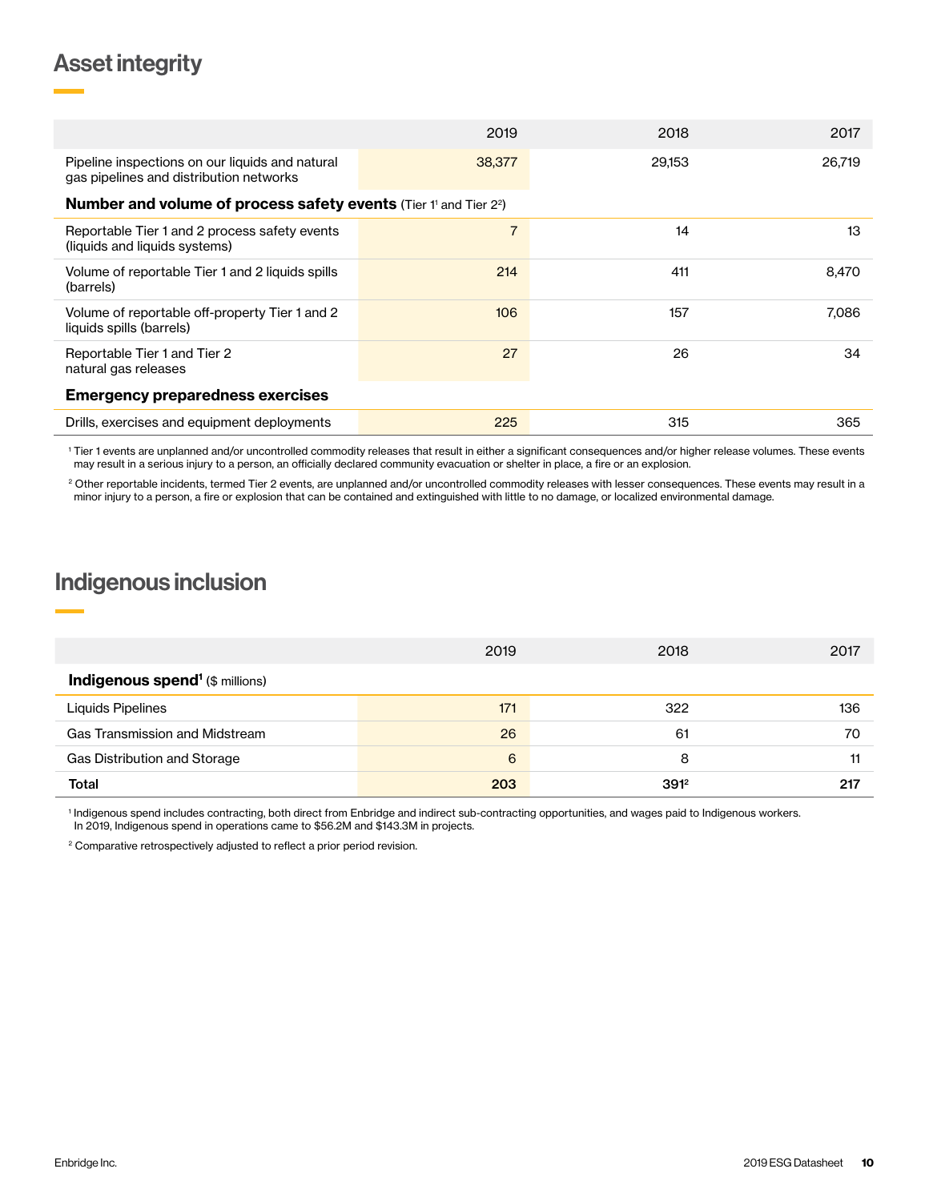## Asset integrity

| | 2019 | 2018 | 2017 |
|---|---|---|---|
| Pipeline inspections on our liquids and natural gas pipelines and distribution networks | 38,377 | 29,153 | 26,719 |
| **Number and volume of process safety events** (Tier 1[1] and Tier 2[2]) | | | |
| Reportable Tier 1 and 2 process safety events (liquids and liquids systems) | 7 | 14 | 13 |
| Volume of reportable Tier 1 and 2 liquids spills (barrels) | 214 | 411 | 8,470 |
| Volume of reportable off-property Tier 1 and 2 liquids spills (barrels) | 106 | 157 | 7,086 |
| Reportable Tier 1 and Tier 2 natural gas releases | 27 | 26 | 34 |
| **Emergency preparedness exercises** | | | |
| Drills, exercises and equipment deployments | 225 | 315 | 365 |

[1] Tier 1 events are unplanned and/or uncontrolled commodity releases that result in either a significant consequences and/or higher release volumes. These events may result in a serious injury to a person, an officially declared community evacuation or shelter in place, a fire or an explosion.

[2] Other reportable incidents, termed Tier 2 events, are unplanned and/or uncontrolled commodity releases with lesser consequences. These events may result in a minor injury to a person, a fire or explosion that can be contained and extinguished with little to no damage, or localized environmental damage.

## Indigenous inclusion

| | 2019 | 2018 | 2017 |
|---|---|---|---|
| **Indigenous spend[1]** ($ millions) | | | |
| Liquids Pipelines | 171 | 322 | 136 |
| Gas Transmission and Midstream | 26 | 61 | 70 |
| Gas Distribution and Storage | 6 | 8 | 11 |
| **Total** | **203** | **391[2]** | **217** |

[1] Indigenous spend includes contracting, both direct from Enbridge and indirect sub-contracting opportunities, and wages paid to Indigenous workers. In 2019, Indigenous spend in operations came to $56.2M and $143.3M in projects.

[2] Comparative retrospectively adjusted to reflect a prior period revision.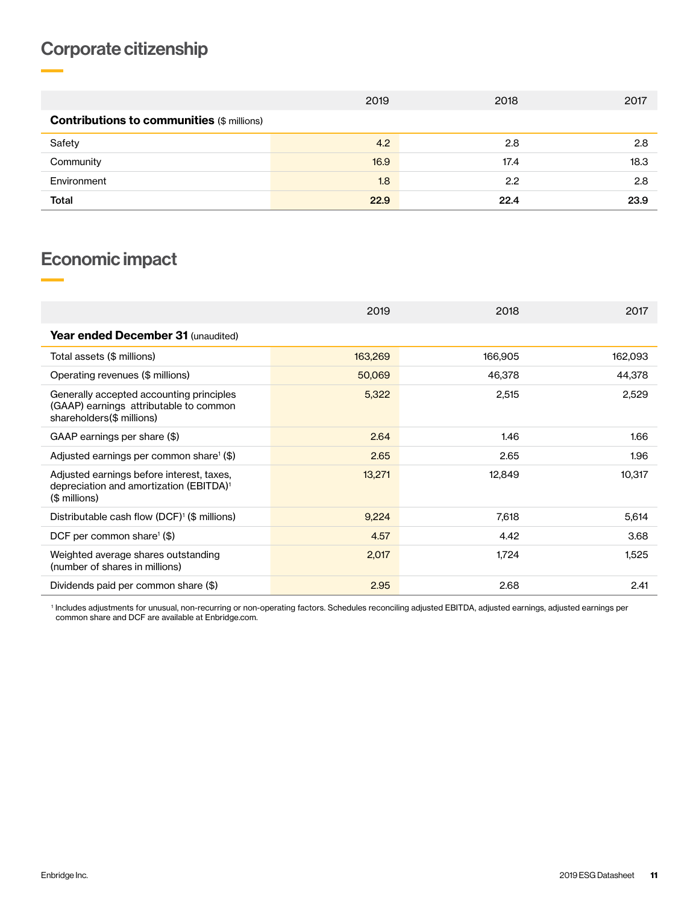# Corporate citizenship

| | 2019 | 2018 | 2017 |
|---|---|---|---|
| **Contributions to communities** ($ millions) | | | |
| Safety | 4.2 | 2.8 | 2.8 |
| Community | 16.9 | 17.4 | 18.3 |
| Environment | 1.8 | 2.2 | 2.8 |
| **Total** | **22.9** | **22.4** | **23.9** |

# Economic impact

| | 2019 | 2018 | 2017 |
|---|---|---|---|
| **Year ended December 31** (unaudited) | | | |
| Total assets ($ millions) | 163,269 | 166,905 | 162,093 |
| Operating revenues ($ millions) | 50,069 | 46,378 | 44,378 |
| Generally accepted accounting principles (GAAP) earnings attributable to common shareholders($ millions) | 5,322 | 2,515 | 2,529 |
| GAAP earnings per share ($) | 2.64 | 1.46 | 1.66 |
| Adjusted earnings per common share[1] ($) | 2.65 | 2.65 | 1.96 |
| Adjusted earnings before interest, taxes, depreciation and amortization (EBITDA)[1] ($ millions) | 13,271 | 12,849 | 10,317 |
| Distributable cash flow (DCF)[1] ($ millions) | 9,224 | 7,618 | 5,614 |
| DCF per common share[1] ($) | 4.57 | 4.42 | 3.68 |
| Weighted average shares outstanding (number of shares in millions) | 2,017 | 1,724 | 1,525 |
| Dividends paid per common share ($) | 2.95 | 2.68 | 2.41 |

[1] Includes adjustments for unusual, non-recurring or non-operating factors. Schedules reconciling adjusted EBITDA, adjusted earnings, adjusted earnings per common share and DCF are available at Enbridge.com.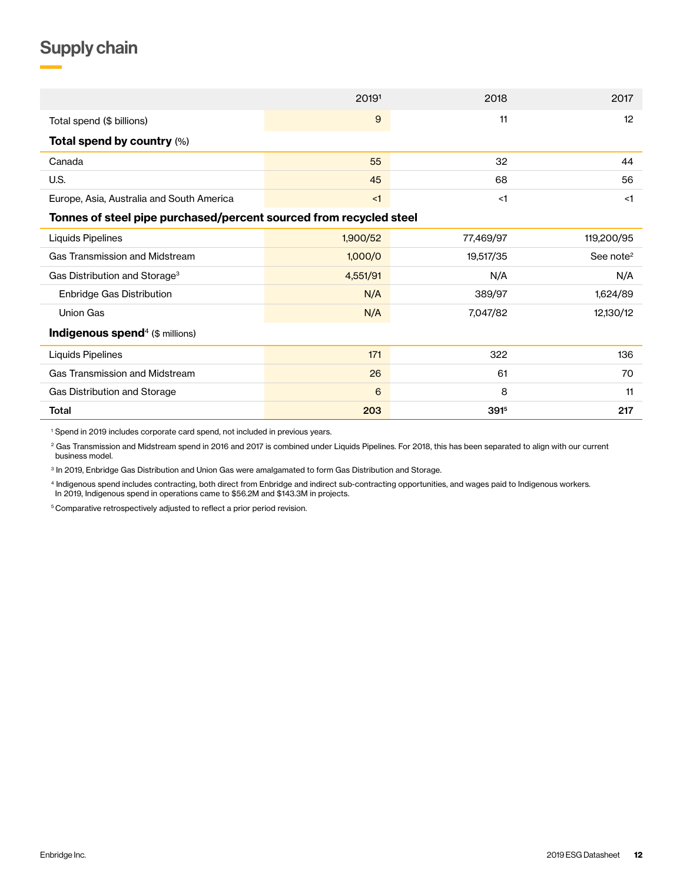## Supply chain

| | 2019[1] | 2018 | 2017 |
|---|---|---|---|
| Total spend ($ billions) | 9 | 11 | 12 |
| **Total spend by country** (%) | | | |
| Canada | 55 | 32 | 44 |
| U.S. | 45 | 68 | 56 |
| Europe, Asia, Australia and South America | <1 | <1 | <1 |
| **Tonnes of steel pipe purchased/percent sourced from recycled steel** | | | |
| Liquids Pipelines | 1,900/52 | 77,469/97 | 119,200/95 |
| Gas Transmission and Midstream | 1,000/0 | 19,517/35 | See note[2] |
| Gas Distribution and Storage[3] | 4,551/91 | N/A | N/A |
| Enbridge Gas Distribution | N/A | 389/97 | 1,624/89 |
| Union Gas | N/A | 7,047/82 | 12,130/12 |
| **Indigenous spend**[4] ($ millions) | | | |
| Liquids Pipelines | 171 | 322 | 136 |
| Gas Transmission and Midstream | 26 | 61 | 70 |
| Gas Distribution and Storage | 6 | 8 | 11 |
| **Total** | **203** | **391**[5] | **217** |

[1] Spend in 2019 includes corporate card spend, not included in previous years.

[2] Gas Transmission and Midstream spend in 2016 and 2017 is combined under Liquids Pipelines. For 2018, this has been separated to align with our current business model.

[3] In 2019, Enbridge Gas Distribution and Union Gas were amalgamated to form Gas Distribution and Storage.

[4] Indigenous spend includes contracting, both direct from Enbridge and indirect sub-contracting opportunities, and wages paid to Indigenous workers. In 2019, Indigenous spend in operations came to $56.2M and $143.3M in projects.

[5] Comparative retrospectively adjusted to reflect a prior period revision.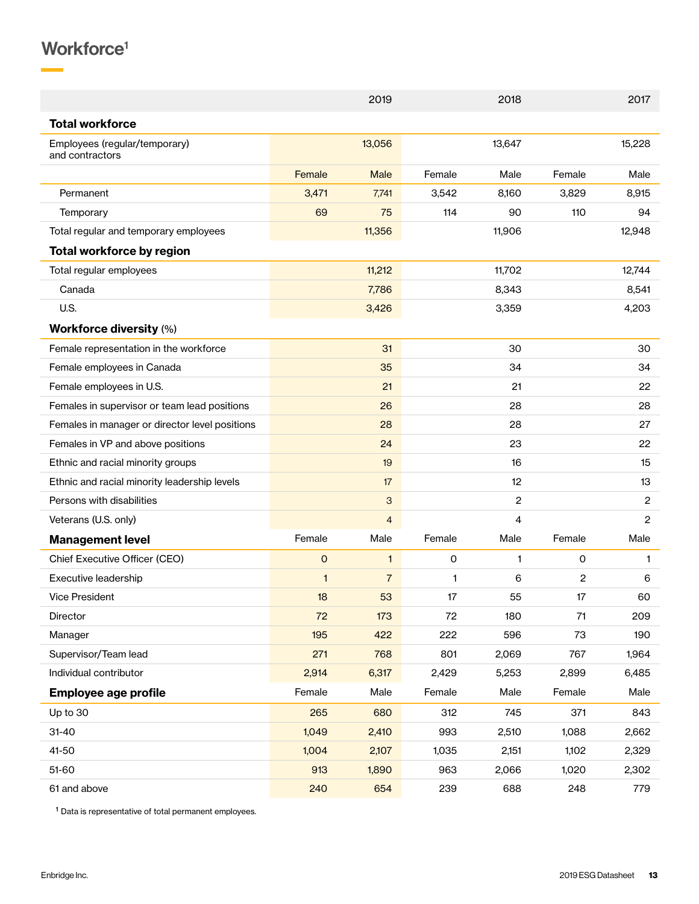# Workforce[1]

| | 2019 | | 2018 | | 2017 | |
|---|---|---|---|---|---|---|
| **Total workforce** | | | | | | |
| Employees (regular/temporary) and contractors | | 13,056 | | 13,647 | | 15,228 |
| | Female | Male | Female | Male | Female | Male |
| Permanent | 3,471 | 7,741 | 3,542 | 8,160 | 3,829 | 8,915 |
| Temporary | 69 | 75 | 114 | 90 | 110 | 94 |
| Total regular and temporary employees | | 11,356 | | 11,906 | | 12,948 |
| **Total workforce by region** | | | | | | |
| Total regular employees | | 11,212 | | 11,702 | | 12,744 |
| Canada | | 7,786 | | 8,343 | | 8,541 |
| U.S. | | 3,426 | | 3,359 | | 4,203 |
| **Workforce diversity** (%) | | | | | | |
| Female representation in the workforce | | 31 | | 30 | | 30 |
| Female employees in Canada | | 35 | | 34 | | 34 |
| Female employees in U.S. | | 21 | | 21 | | 22 |
| Females in supervisor or team lead positions | | 26 | | 28 | | 28 |
| Females in manager or director level positions | | 28 | | 28 | | 27 |
| Females in VP and above positions | | 24 | | 23 | | 22 |
| Ethnic and racial minority groups | | 19 | | 16 | | 15 |
| Ethnic and racial minority leadership levels | | 17 | | 12 | | 13 |
| Persons with disabilities | | 3 | | 2 | | 2 |
| Veterans (U.S. only) | | 4 | | 4 | | 2 |
| **Management level** | Female | Male | Female | Male | Female | Male |
| Chief Executive Officer (CEO) | 0 | 1 | 0 | 1 | 0 | 1 |
| Executive leadership | 1 | 7 | 1 | 6 | 2 | 6 |
| Vice President | 18 | 53 | 17 | 55 | 17 | 60 |
| Director | 72 | 173 | 72 | 180 | 71 | 209 |
| Manager | 195 | 422 | 222 | 596 | 73 | 190 |
| Supervisor/Team lead | 271 | 768 | 801 | 2,069 | 767 | 1,964 |
| Individual contributor | 2,914 | 6,317 | 2,429 | 5,253 | 2,899 | 6,485 |
| **Employee age profile** | Female | Male | Female | Male | Female | Male |
| Up to 30 | 265 | 680 | 312 | 745 | 371 | 843 |
| 31-40 | 1,049 | 2,410 | 993 | 2,510 | 1,088 | 2,662 |
| 41-50 | 1,004 | 2,107 | 1,035 | 2,151 | 1,102 | 2,329 |
| 51-60 | 913 | 1,890 | 963 | 2,066 | 1,020 | 2,302 |
| 61 and above | 240 | 654 | 239 | 688 | 248 | 779 |

[1] Data is representative of total permanent employees.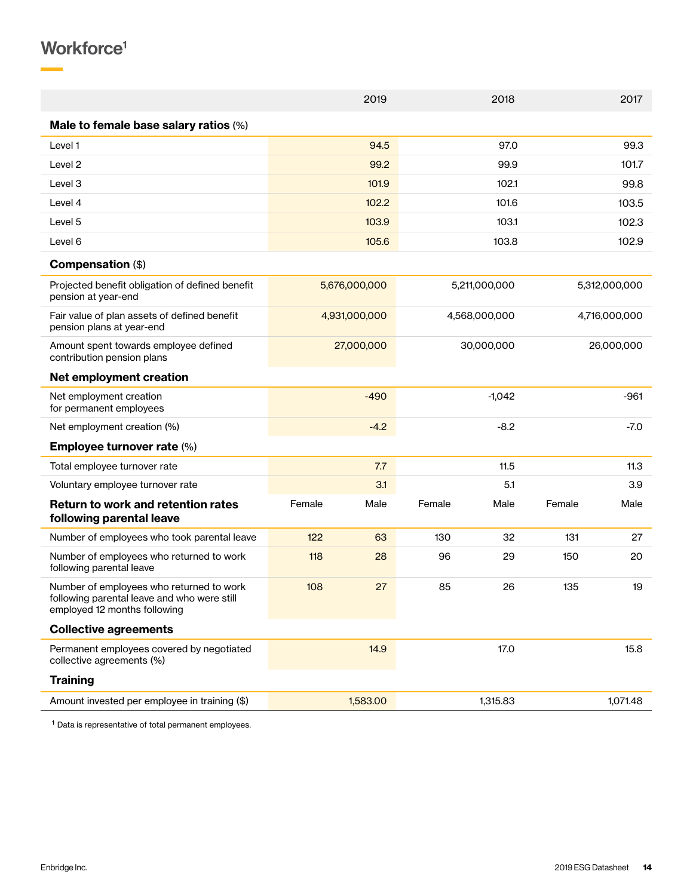# Workforce[1]

| | 2019 | | 2018 | | 2017 | |
|---|---|---|---|---|---|---|
| **Male to female base salary ratios** (%) | | | | | | |
| Level 1 | 94.5 | | 97.0 | | 99.3 | |
| Level 2 | 99.2 | | 99.9 | | 101.7 | |
| Level 3 | 101.9 | | 102.1 | | 99.8 | |
| Level 4 | 102.2 | | 101.6 | | 103.5 | |
| Level 5 | 103.9 | | 103.1 | | 102.3 | |
| Level 6 | 105.6 | | 103.8 | | 102.9 | |
| **Compensation** ($) | | | | | | |
| Projected benefit obligation of defined benefit pension at year-end | 5,676,000,000 | | 5,211,000,000 | | 5,312,000,000 | |
| Fair value of plan assets of defined benefit pension plans at year-end | 4,931,000,000 | | 4,568,000,000 | | 4,716,000,000 | |
| Amount spent towards employee defined contribution pension plans | 27,000,000 | | 30,000,000 | | 26,000,000 | |
| **Net employment creation** | | | | | | |
| Net employment creation for permanent employees | -490 | | -1,042 | | -961 | |
| Net employment creation (%) | -4.2 | | -8.2 | | -7.0 | |
| **Employee turnover rate** (%) | | | | | | |
| Total employee turnover rate | 7.7 | | 11.5 | | 11.3 | |
| Voluntary employee turnover rate | 3.1 | | 5.1 | | 3.9 | |
| **Return to work and retention rates following parental leave** | Female | Male | Female | Male | Female | Male |
| Number of employees who took parental leave | 122 | 63 | 130 | 32 | 131 | 27 |
| Number of employees who returned to work following parental leave | 118 | 28 | 96 | 29 | 150 | 20 |
| Number of employees who returned to work following parental leave and who were still employed 12 months following | 108 | 27 | 85 | 26 | 135 | 19 |
| **Collective agreements** | | | | | | |
| Permanent employees covered by negotiated collective agreements (%) | 14.9 | | 17.0 | | 15.8 | |
| **Training** | | | | | | |
| Amount invested per employee in training ($) | 1,583.00 | | 1,315.83 | | 1,071.48 | |

[1] Data is representative of total permanent employees.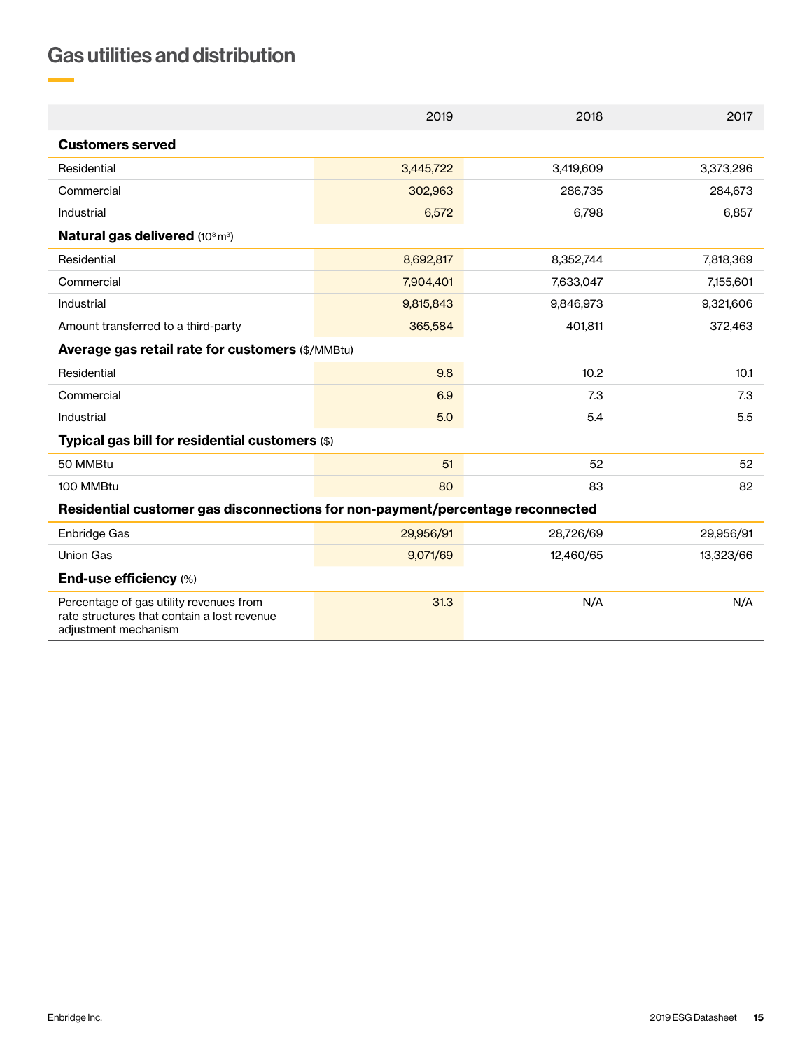# Gas utilities and distribution

| | 2019 | 2018 | 2017 |
|---|---|---|---|
| **Customers served** | | | |
| Residential | 3,445,722 | 3,419,609 | 3,373,296 |
| Commercial | 302,963 | 286,735 | 284,673 |
| Industrial | 6,572 | 6,798 | 6,857 |
| **Natural gas delivered** ($10^3 m^3$) | | | |
| Residential | 8,692,817 | 8,352,744 | 7,818,369 |
| Commercial | 7,904,401 | 7,633,047 | 7,155,601 |
| Industrial | 9,815,843 | 9,846,973 | 9,321,606 |
| Amount transferred to a third-party | 365,584 | 401,811 | 372,463 |
| **Average gas retail rate for customers** ($/MMBtu) | | | |
| Residential | 9.8 | 10.2 | 10.1 |
| Commercial | 6.9 | 7.3 | 7.3 |
| Industrial | 5.0 | 5.4 | 5.5 |
| **Typical gas bill for residential customers** ($) | | | |
| 50 MMBtu | 51 | 52 | 52 |
| 100 MMBtu | 80 | 83 | 82 |
| **Residential customer gas disconnections for non-payment/percentage reconnected** | | | |
| Enbridge Gas | 29,956/91 | 28,726/69 | 29,956/91 |
| Union Gas | 9,071/69 | 12,460/65 | 13,323/66 |
| **End-use efficiency** (%) | | | |
| Percentage of gas utility revenues from rate structures that contain a lost revenue adjustment mechanism | 31.3 | N/A | N/A |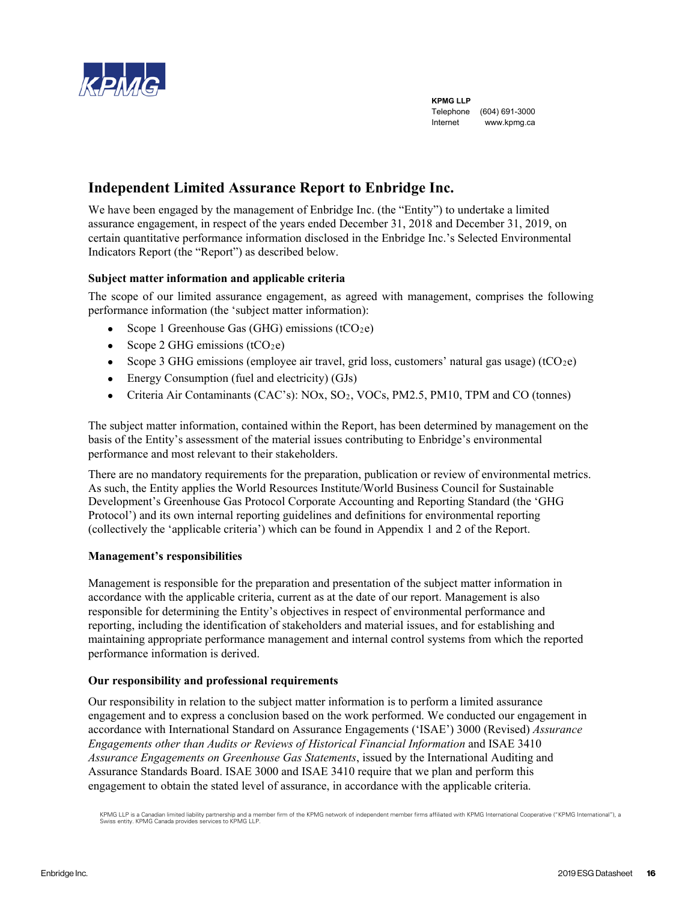KPMG LLP
Telephone (604) 691-3000
Internet www.kpmg.ca

# Independent Limited Assurance Report to Enbridge Inc.

We have been engaged by the management of Enbridge Inc. (the "Entity") to undertake a limited assurance engagement, in respect of the years ended December 31, 2018 and December 31, 2019, on certain quantitative performance information disclosed in the Enbridge Inc.'s Selected Environmental Indicators Report (the "Report") as described below.

### Subject matter information and applicable criteria

The scope of our limited assurance engagement, as agreed with management, comprises the following performance information (the 'subject matter information):

- Scope 1 Greenhouse Gas (GHG) emissions ($tCO_2e$)
- Scope 2 GHG emissions ($tCO_2e$)
- Scope 3 GHG emissions (employee air travel, grid loss, customers' natural gas usage) ($tCO_2e$)
- Energy Consumption (fuel and electricity) (GJs)
- Criteria Air Contaminants (CAC's): NOx, $SO_2$, VOCs, PM2.5, PM10, TPM and CO (tonnes)

The subject matter information, contained within the Report, has been determined by management on the basis of the Entity's assessment of the material issues contributing to Enbridge's environmental performance and most relevant to their stakeholders.

There are no mandatory requirements for the preparation, publication or review of environmental metrics. As such, the Entity applies the World Resources Institute/World Business Council for Sustainable Development's Greenhouse Gas Protocol Corporate Accounting and Reporting Standard (the 'GHG Protocol') and its own internal reporting guidelines and definitions for environmental reporting (collectively the 'applicable criteria') which can be found in Appendix 1 and 2 of the Report.

### Management's responsibilities

Management is responsible for the preparation and presentation of the subject matter information in accordance with the applicable criteria, current as at the date of our report. Management is also responsible for determining the Entity's objectives in respect of environmental performance and reporting, including the identification of stakeholders and material issues, and for establishing and maintaining appropriate performance management and internal control systems from which the reported performance information is derived.

### Our responsibility and professional requirements

Our responsibility in relation to the subject matter information is to perform a limited assurance engagement and to express a conclusion based on the work performed. We conducted our engagement in accordance with International Standard on Assurance Engagements ('ISAE') 3000 (Revised) *Assurance Engagements other than Audits or Reviews of Historical Financial Information* and ISAE 3410 *Assurance Engagements on Greenhouse Gas Statements*, issued by the International Auditing and Assurance Standards Board. ISAE 3000 and ISAE 3410 require that we plan and perform this engagement to obtain the stated level of assurance, in accordance with the applicable criteria.

KPMG LLP is a Canadian limited liability partnership and a member firm of the KPMG network of independent member firms affiliated with KPMG International Cooperative ("KPMG International"), a Swiss entity. KPMG Canada provides services to KPMG LLP.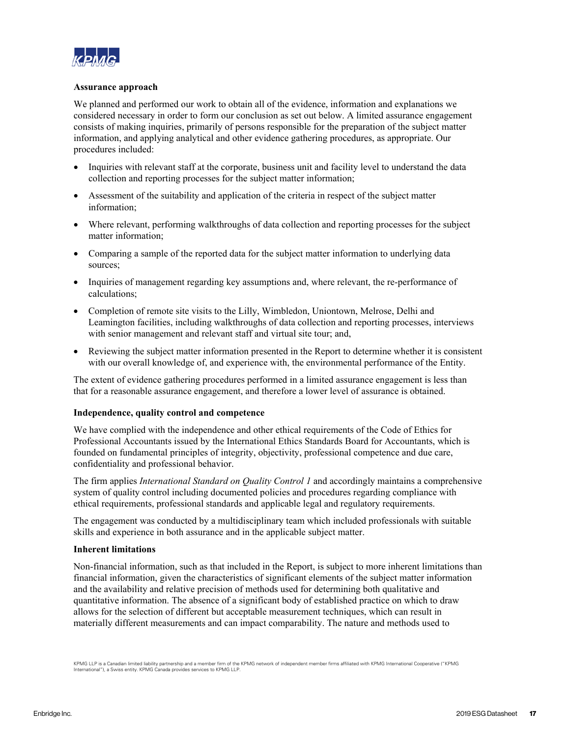**Assurance approach**

We planned and performed our work to obtain all of the evidence, information and explanations we considered necessary in order to form our conclusion as set out below. A limited assurance engagement consists of making inquiries, primarily of persons responsible for the preparation of the subject matter information, and applying analytical and other evidence gathering procedures, as appropriate. Our procedures included:

- Inquiries with relevant staff at the corporate, business unit and facility level to understand the data collection and reporting processes for the subject matter information;
- Assessment of the suitability and application of the criteria in respect of the subject matter information;
- Where relevant, performing walkthroughs of data collection and reporting processes for the subject matter information;
- Comparing a sample of the reported data for the subject matter information to underlying data sources;
- Inquiries of management regarding key assumptions and, where relevant, the re-performance of calculations;
- Completion of remote site visits to the Lilly, Wimbledon, Uniontown, Melrose, Delhi and Leamington facilities, including walkthroughs of data collection and reporting processes, interviews with senior management and relevant staff and virtual site tour; and,
- Reviewing the subject matter information presented in the Report to determine whether it is consistent with our overall knowledge of, and experience with, the environmental performance of the Entity.

The extent of evidence gathering procedures performed in a limited assurance engagement is less than that for a reasonable assurance engagement, and therefore a lower level of assurance is obtained.

**Independence, quality control and competence**

We have complied with the independence and other ethical requirements of the Code of Ethics for Professional Accountants issued by the International Ethics Standards Board for Accountants, which is founded on fundamental principles of integrity, objectivity, professional competence and due care, confidentiality and professional behavior.

The firm applies *International Standard on Quality Control 1* and accordingly maintains a comprehensive system of quality control including documented policies and procedures regarding compliance with ethical requirements, professional standards and applicable legal and regulatory requirements.

The engagement was conducted by a multidisciplinary team which included professionals with suitable skills and experience in both assurance and in the applicable subject matter.

**Inherent limitations**

Non-financial information, such as that included in the Report, is subject to more inherent limitations than financial information, given the characteristics of significant elements of the subject matter information and the availability and relative precision of methods used for determining both qualitative and quantitative information. The absence of a significant body of established practice on which to draw allows for the selection of different but acceptable measurement techniques, which can result in materially different measurements and can impact comparability. The nature and methods used to

KPMG LLP is a Canadian limited liability partnership and a member firm of the KPMG network of independent member firms affiliated with KPMG International Cooperative ("KPMG International"), a Swiss entity. KPMG Canada provides services to KPMG LLP.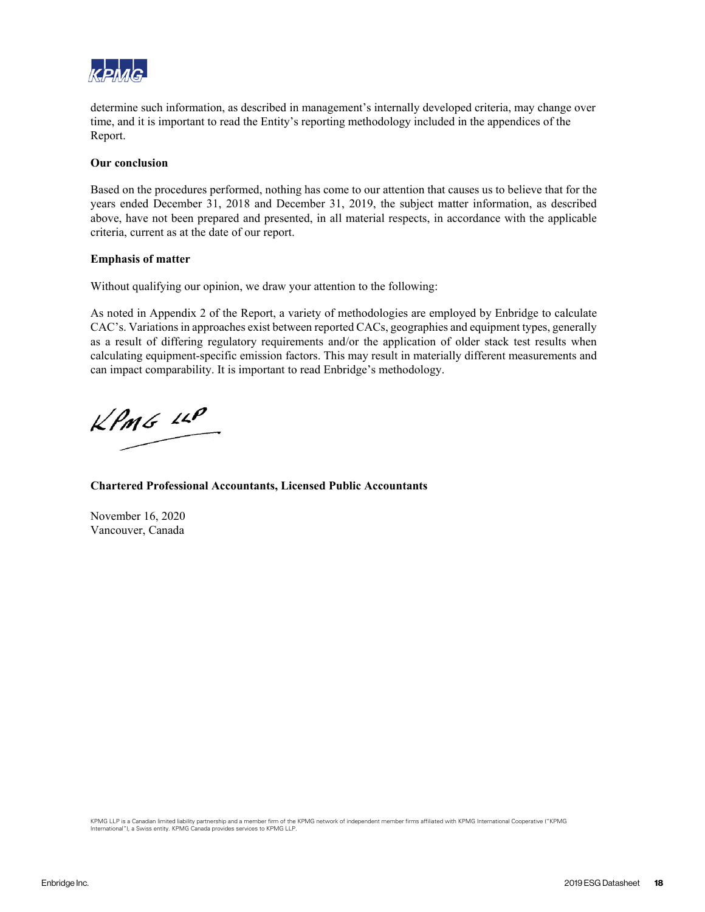determine such information, as described in management's internally developed criteria, may change over time, and it is important to read the Entity's reporting methodology included in the appendices of the Report.

**Our conclusion**

Based on the procedures performed, nothing has come to our attention that causes us to believe that for the years ended December 31, 2018 and December 31, 2019, the subject matter information, as described above, have not been prepared and presented, in all material respects, in accordance with the applicable criteria, current as at the date of our report.

**Emphasis of matter**

Without qualifying our opinion, we draw your attention to the following:

As noted in Appendix 2 of the Report, a variety of methodologies are employed by Enbridge to calculate CAC's. Variations in approaches exist between reported CACs, geographies and equipment types, generally as a result of differing regulatory requirements and/or the application of older stack test results when calculating equipment-specific emission factors. This may result in materially different measurements and can impact comparability. It is important to read Enbridge's methodology.

KPMG LLP

**Chartered Professional Accountants, Licensed Public Accountants**

November 16, 2020
Vancouver, Canada

KPMG LLP is a Canadian limited liability partnership and a member firm of the KPMG network of independent member firms affiliated with KPMG International Cooperative ("KPMG International"), a Swiss entity. KPMG Canada provides services to KPMG LLP.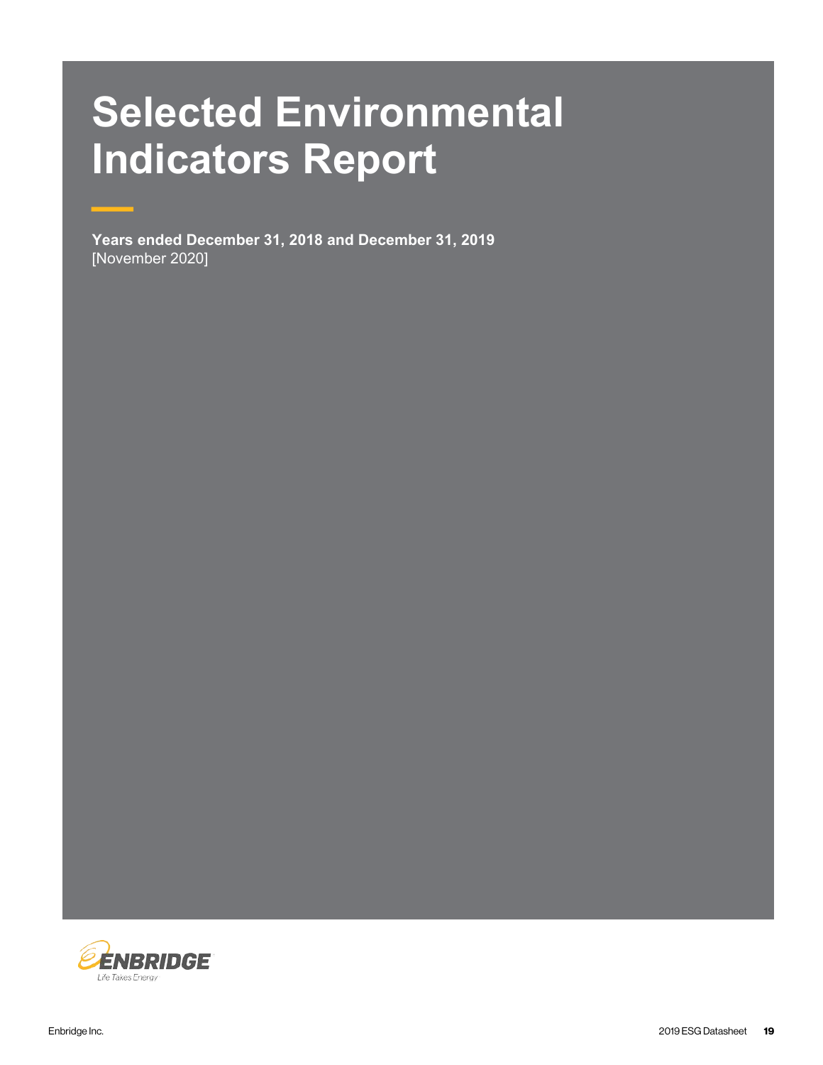# Selected Environmental Indicators Report

**Years ended December 31, 2018 and December 31, 2019**
[November 2020]

ENBRIDGE
Life Takes Energy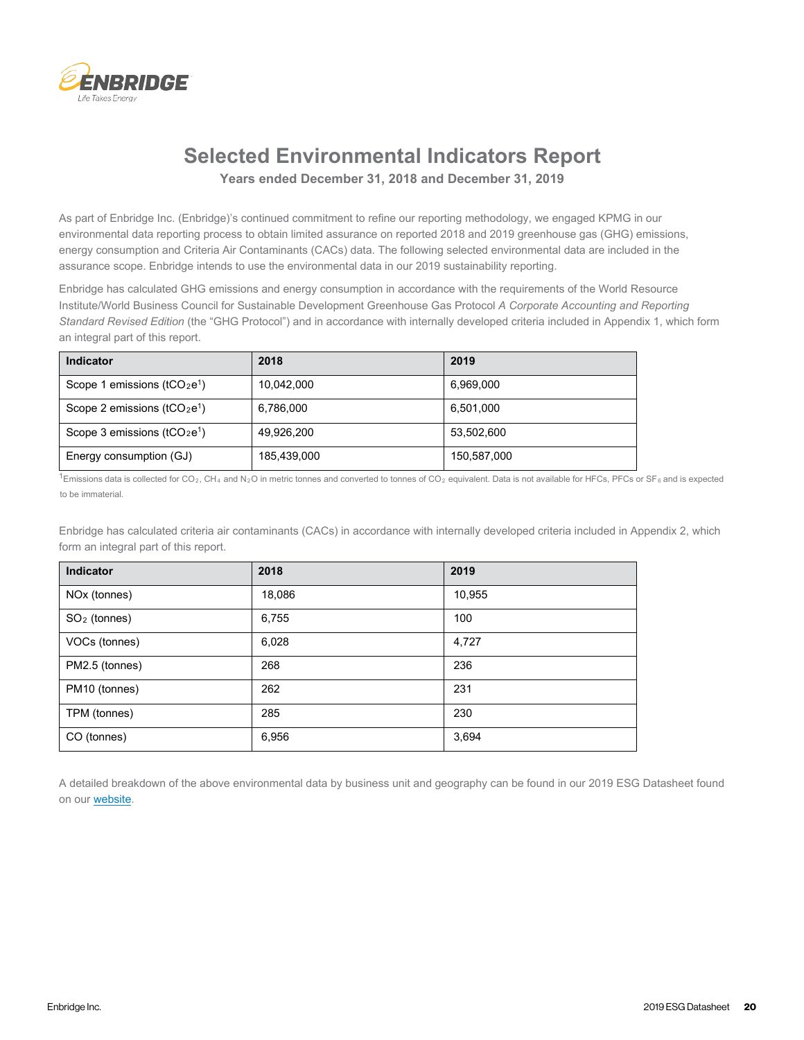# Selected Environmental Indicators Report

**Years ended December 31, 2018 and December 31, 2019**

As part of Enbridge Inc. (Enbridge)'s continued commitment to refine our reporting methodology, we engaged KPMG in our environmental data reporting process to obtain limited assurance on reported 2018 and 2019 greenhouse gas (GHG) emissions, energy consumption and Criteria Air Contaminants (CACs) data. The following selected environmental data are included in the assurance scope. Enbridge intends to use the environmental data in our 2019 sustainability reporting.

Enbridge has calculated GHG emissions and energy consumption in accordance with the requirements of the World Resource Institute/World Business Council for Sustainable Development Greenhouse Gas Protocol *A Corporate Accounting and Reporting Standard Revised Edition* (the "GHG Protocol") and in accordance with internally developed criteria included in Appendix 1, which form an integral part of this report.

| Indicator | 2018 | 2019 |
| --- | --- | --- |
| Scope 1 emissions ($tCO_2e$[1]) | 10,042,000 | 6,969,000 |
| Scope 2 emissions ($tCO_2e$[1]) | 6,786,000 | 6,501,000 |
| Scope 3 emissions ($tCO_2e$[1]) | 49,926,200 | 53,502,600 |
| Energy consumption (GJ) | 185,439,000 | 150,587,000 |

[1]Emissions data is collected for $CO_2$, $CH_4$ and $N_2O$ in metric tonnes and converted to tonnes of $CO_2$ equivalent. Data is not available for HFCs, PFCs or $SF_6$ and is expected to be immaterial.

Enbridge has calculated criteria air contaminants (CACs) in accordance with internally developed criteria included in Appendix 2, which form an integral part of this report.

| Indicator | 2018 | 2019 |
| --- | --- | --- |
| NOx (tonnes) | 18,086 | 10,955 |
| $SO_2$ (tonnes) | 6,755 | 100 |
| VOCs (tonnes) | 6,028 | 4,727 |
| PM2.5 (tonnes) | 268 | 236 |
| PM10 (tonnes) | 262 | 231 |
| TPM (tonnes) | 285 | 230 |
| CO (tonnes) | 6,956 | 3,694 |

A detailed breakdown of the above environmental data by business unit and geography can be found in our 2019 ESG Datasheet found on our website.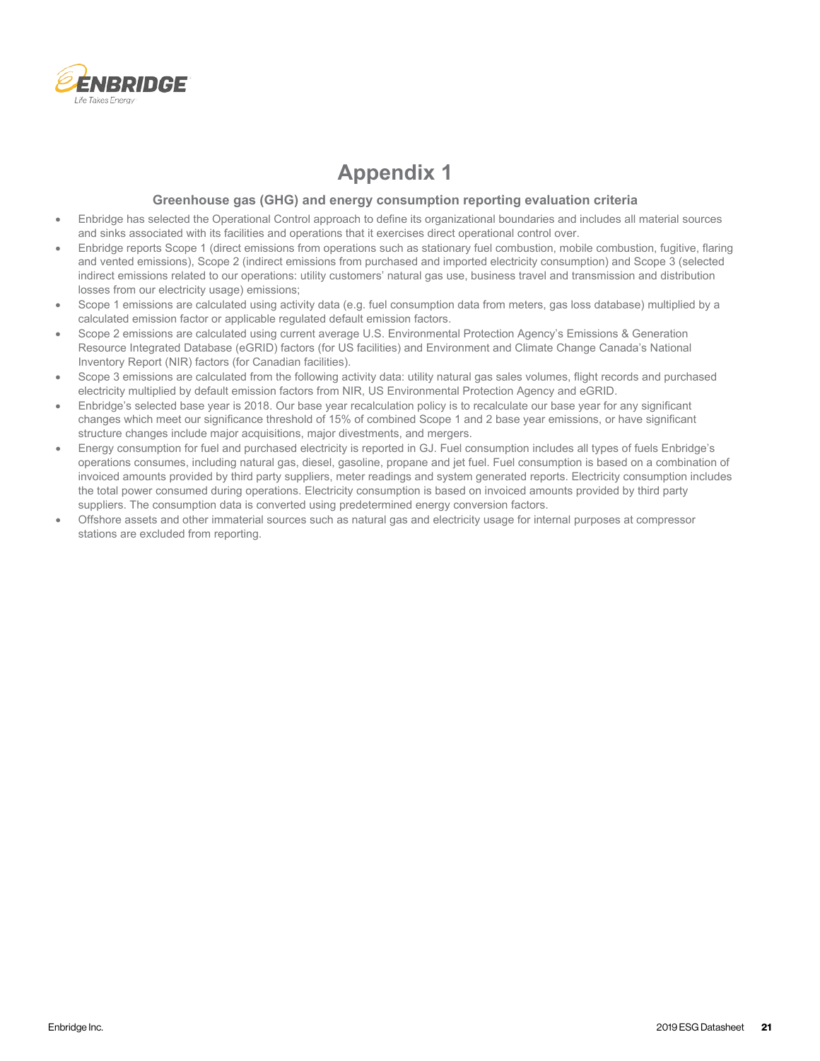# Appendix 1

### Greenhouse gas (GHG) and energy consumption reporting evaluation criteria

- Enbridge has selected the Operational Control approach to define its organizational boundaries and includes all material sources and sinks associated with its facilities and operations that it exercises direct operational control over.
- Enbridge reports Scope 1 (direct emissions from operations such as stationary fuel combustion, mobile combustion, fugitive, flaring and vented emissions), Scope 2 (indirect emissions from purchased and imported electricity consumption) and Scope 3 (selected indirect emissions related to our operations: utility customers' natural gas use, business travel and transmission and distribution losses from our electricity usage) emissions;
- Scope 1 emissions are calculated using activity data (e.g. fuel consumption data from meters, gas loss database) multiplied by a calculated emission factor or applicable regulated default emission factors.
- Scope 2 emissions are calculated using current average U.S. Environmental Protection Agency's Emissions & Generation Resource Integrated Database (eGRID) factors (for US facilities) and Environment and Climate Change Canada's National Inventory Report (NIR) factors (for Canadian facilities).
- Scope 3 emissions are calculated from the following activity data: utility natural gas sales volumes, flight records and purchased electricity multiplied by default emission factors from NIR, US Environmental Protection Agency and eGRID.
- Enbridge's selected base year is 2018. Our base year recalculation policy is to recalculate our base year for any significant changes which meet our significance threshold of 15% of combined Scope 1 and 2 base year emissions, or have significant structure changes include major acquisitions, major divestments, and mergers.
- Energy consumption for fuel and purchased electricity is reported in GJ. Fuel consumption includes all types of fuels Enbridge's operations consumes, including natural gas, diesel, gasoline, propane and jet fuel. Fuel consumption is based on a combination of invoiced amounts provided by third party suppliers, meter readings and system generated reports. Electricity consumption includes the total power consumed during operations. Electricity consumption is based on invoiced amounts provided by third party suppliers. The consumption data is converted using predetermined energy conversion factors.
- Offshore assets and other immaterial sources such as natural gas and electricity usage for internal purposes at compressor stations are excluded from reporting.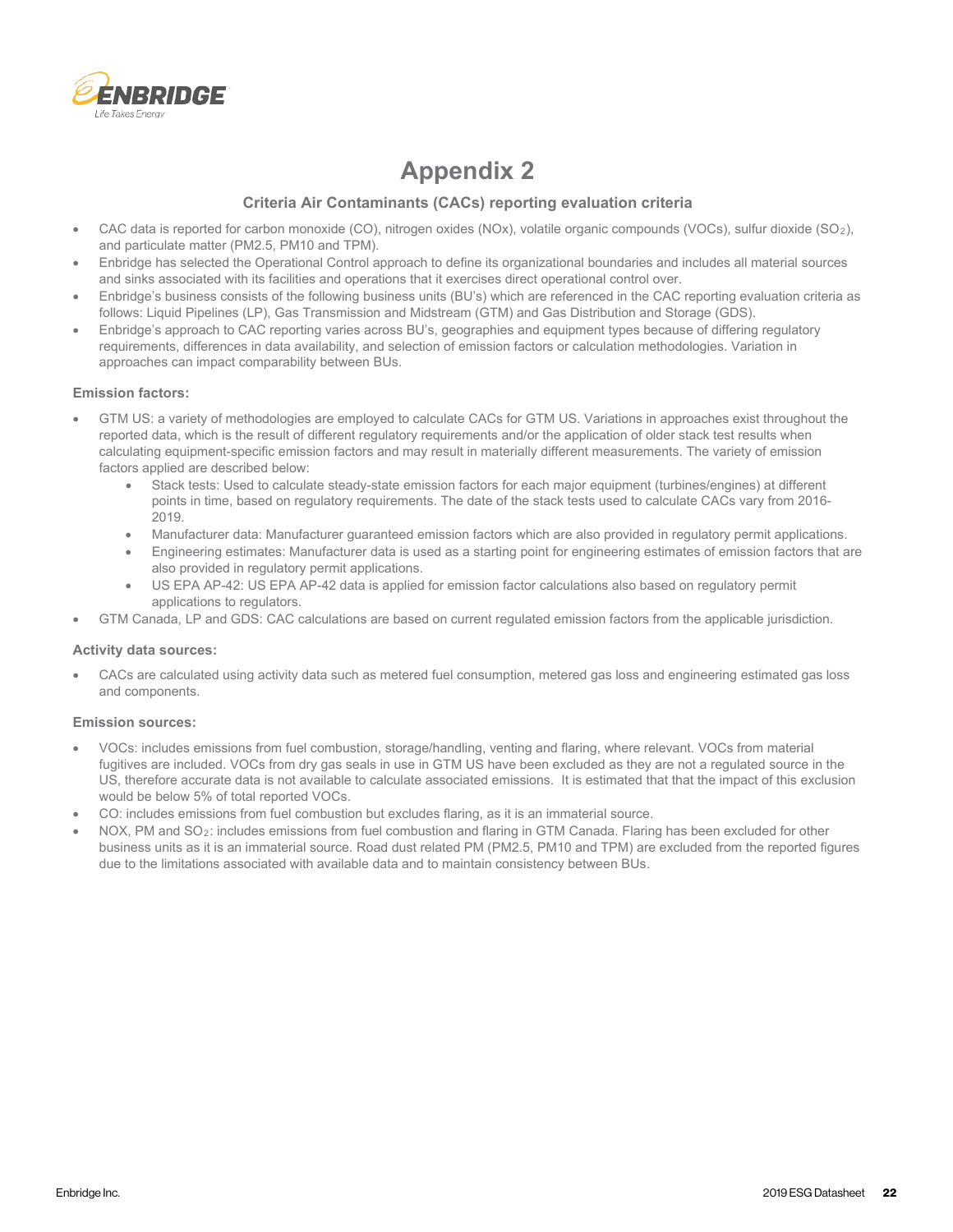# Appendix 2

### Criteria Air Contaminants (CACs) reporting evaluation criteria

- CAC data is reported for carbon monoxide (CO), nitrogen oxides (NOx), volatile organic compounds (VOCs), sulfur dioxide ($SO_2$), and particulate matter (PM2.5, PM10 and TPM).
- Enbridge has selected the Operational Control approach to define its organizational boundaries and includes all material sources and sinks associated with its facilities and operations that it exercises direct operational control over.
- Enbridge's business consists of the following business units (BU's) which are referenced in the CAC reporting evaluation criteria as follows: Liquid Pipelines (LP), Gas Transmission and Midstream (GTM) and Gas Distribution and Storage (GDS).
- Enbridge's approach to CAC reporting varies across BU's, geographies and equipment types because of differing regulatory requirements, differences in data availability, and selection of emission factors or calculation methodologies. Variation in approaches can impact comparability between BUs.

#### Emission factors:

- GTM US: a variety of methodologies are employed to calculate CACs for GTM US. Variations in approaches exist throughout the reported data, which is the result of different regulatory requirements and/or the application of older stack test results when calculating equipment-specific emission factors and may result in materially different measurements. The variety of emission factors applied are described below:
    - Stack tests: Used to calculate steady-state emission factors for each major equipment (turbines/engines) at different points in time, based on regulatory requirements. The date of the stack tests used to calculate CACs vary from 2016-2019.
    - Manufacturer data: Manufacturer guaranteed emission factors which are also provided in regulatory permit applications.
    - Engineering estimates: Manufacturer data is used as a starting point for engineering estimates of emission factors that are also provided in regulatory permit applications.
    - US EPA AP-42: US EPA AP-42 data is applied for emission factor calculations also based on regulatory permit applications to regulators.
- GTM Canada, LP and GDS: CAC calculations are based on current regulated emission factors from the applicable jurisdiction.

#### Activity data sources:

- CACs are calculated using activity data such as metered fuel consumption, metered gas loss and engineering estimated gas loss and components.

#### Emission sources:

- VOCs: includes emissions from fuel combustion, storage/handling, venting and flaring, where relevant. VOCs from material fugitives are included. VOCs from dry gas seals in use in GTM US have been excluded as they are not a regulated source in the US, therefore accurate data is not available to calculate associated emissions. It is estimated that that the impact of this exclusion would be below 5% of total reported VOCs.
- CO: includes emissions from fuel combustion but excludes flaring, as it is an immaterial source.
- NOX, PM and $SO_2$: includes emissions from fuel combustion and flaring in GTM Canada. Flaring has been excluded for other business units as it is an immaterial source. Road dust related PM (PM2.5, PM10 and TPM) are excluded from the reported figures due to the limitations associated with available data and to maintain consistency between BUs.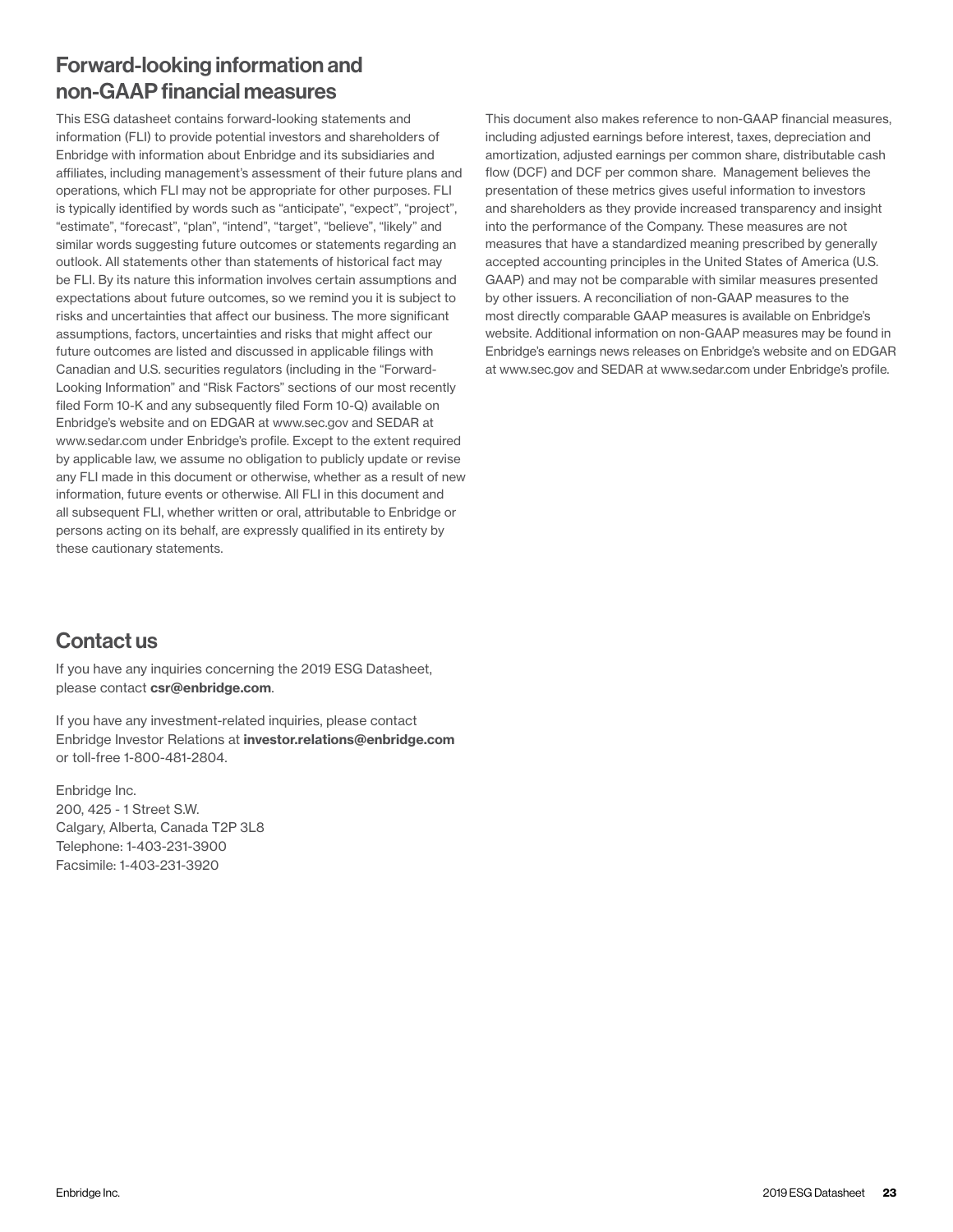## Forward-looking information and non-GAAP financial measures

This ESG datasheet contains forward-looking statements and information (FLI) to provide potential investors and shareholders of Enbridge with information about Enbridge and its subsidiaries and affiliates, including management's assessment of their future plans and operations, which FLI may not be appropriate for other purposes. FLI is typically identified by words such as "anticipate", "expect", "project", "estimate", "forecast", "plan", "intend", "target", "believe", "likely" and similar words suggesting future outcomes or statements regarding an outlook. All statements other than statements of historical fact may be FLI. By its nature this information involves certain assumptions and expectations about future outcomes, so we remind you it is subject to risks and uncertainties that affect our business. The more significant assumptions, factors, uncertainties and risks that might affect our future outcomes are listed and discussed in applicable filings with Canadian and U.S. securities regulators (including in the "Forward-Looking Information" and "Risk Factors" sections of our most recently filed Form 10-K and any subsequently filed Form 10-Q) available on Enbridge's website and on EDGAR at www.sec.gov and SEDAR at www.sedar.com under Enbridge's profile. Except to the extent required by applicable law, we assume no obligation to publicly update or revise any FLI made in this document or otherwise, whether as a result of new information, future events or otherwise. All FLI in this document and all subsequent FLI, whether written or oral, attributable to Enbridge or persons acting on its behalf, are expressly qualified in its entirety by these cautionary statements.

This document also makes reference to non-GAAP financial measures, including adjusted earnings before interest, taxes, depreciation and amortization, adjusted earnings per common share, distributable cash flow (DCF) and DCF per common share. Management believes the presentation of these metrics gives useful information to investors and shareholders as they provide increased transparency and insight into the performance of the Company. These measures are not measures that have a standardized meaning prescribed by generally accepted accounting principles in the United States of America (U.S. GAAP) and may not be comparable with similar measures presented by other issuers. A reconciliation of non-GAAP measures to the most directly comparable GAAP measures is available on Enbridge's website. Additional information on non-GAAP measures may be found in Enbridge's earnings news releases on Enbridge's website and on EDGAR at www.sec.gov and SEDAR at www.sedar.com under Enbridge's profile.

## Contact us

If you have any inquiries concerning the 2019 ESG Datasheet, please contact **csr@enbridge.com**.

If you have any investment-related inquiries, please contact Enbridge Investor Relations at **investor.relations@enbridge.com** or toll-free 1-800-481-2804.

Enbridge Inc.
200, 425 - 1 Street S.W.
Calgary, Alberta, Canada T2P 3L8
Telephone: 1-403-231-3900
Facsimile: 1-403-231-3920